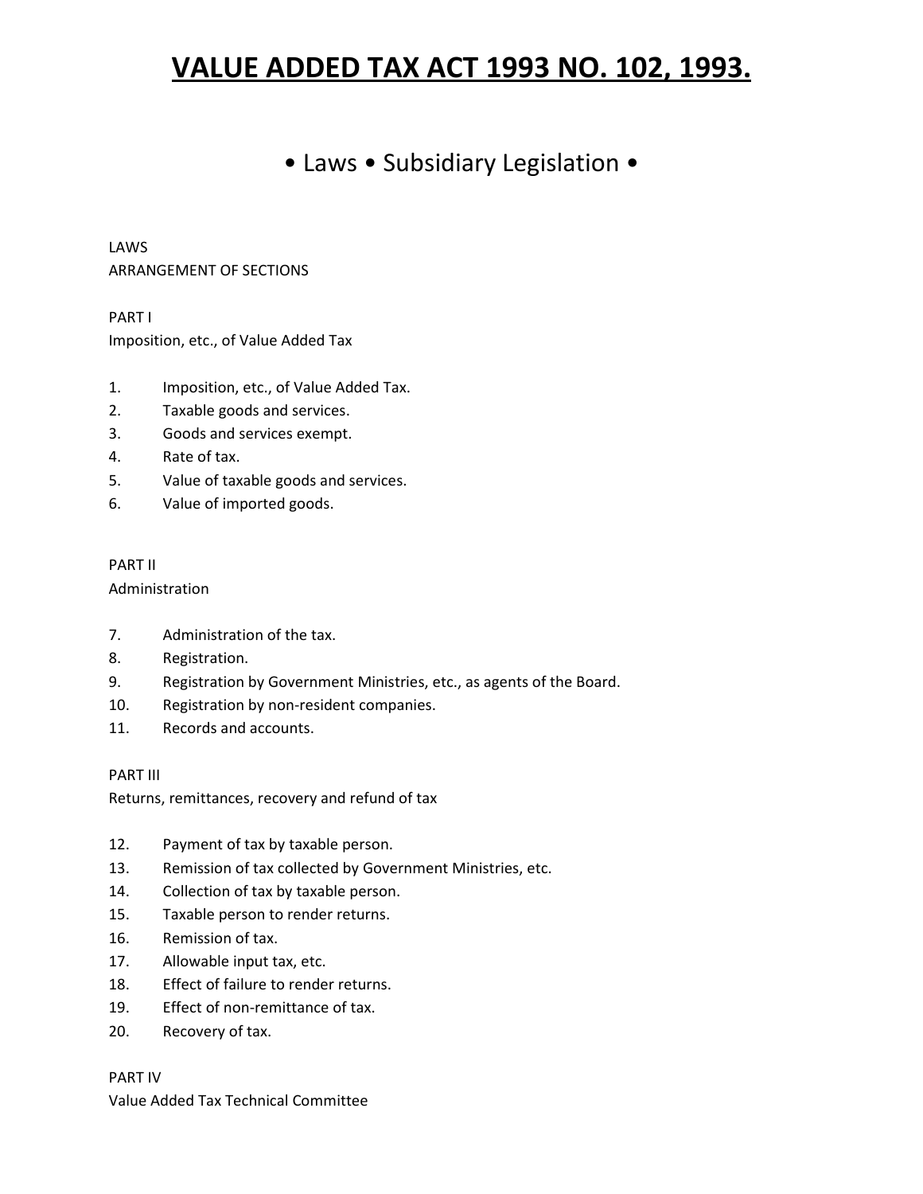# VALUE ADDED TAX ACT 1993 NO. 102, 1993.

## • Laws • Subsidiary Legislation •

LAWS
ARRANGEMENT OF SECTIONS

PART I
Imposition, etc., of Value Added Tax

1. Imposition, etc., of Value Added Tax.
2. Taxable goods and services.
3. Goods and services exempt.
4. Rate of tax.
5. Value of taxable goods and services.
6. Value of imported goods.

PART II
Administration

7. Administration of the tax.
8. Registration.
9. Registration by Government Ministries, etc., as agents of the Board.
10. Registration by non-resident companies.
11. Records and accounts.

PART III
Returns, remittances, recovery and refund of tax

12. Payment of tax by taxable person.
13. Remission of tax collected by Government Ministries, etc.
14. Collection of tax by taxable person.
15. Taxable person to render returns.
16. Remission of tax.
17. Allowable input tax, etc.
18. Effect of failure to render returns.
19. Effect of non-remittance of tax.
20. Recovery of tax.

PART IV
Value Added Tax Technical Committee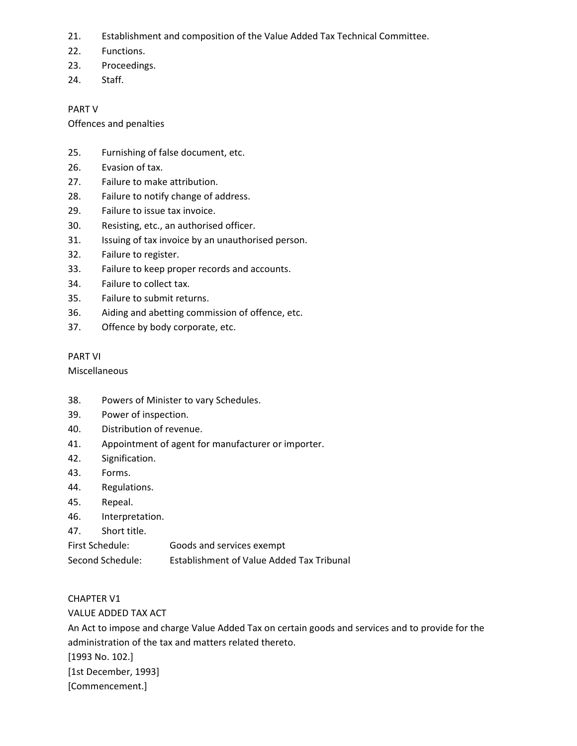21. Establishment and composition of the Value Added Tax Technical Committee.
22. Functions.
23. Proceedings.
24. Staff.

PART V

Offences and penalties

25. Furnishing of false document, etc.
26. Evasion of tax.
27. Failure to make attribution.
28. Failure to notify change of address.
29. Failure to issue tax invoice.
30. Resisting, etc., an authorised officer.
31. Issuing of tax invoice by an unauthorised person.
32. Failure to register.
33. Failure to keep proper records and accounts.
34. Failure to collect tax.
35. Failure to submit returns.
36. Aiding and abetting commission of offence, etc.
37. Offence by body corporate, etc.

PART VI

Miscellaneous

38. Powers of Minister to vary Schedules.
39. Power of inspection.
40. Distribution of revenue.
41. Appointment of agent for manufacturer or importer.
42. Signification.
43. Forms.
44. Regulations.
45. Repeal.
46. Interpretation.
47. Short title.

First Schedule: Goods and services exempt

Second Schedule: Establishment of Value Added Tax Tribunal

CHAPTER V1

VALUE ADDED TAX ACT

An Act to impose and charge Value Added Tax on certain goods and services and to provide for the administration of the tax and matters related thereto.

[1993 No. 102.]

[1st December, 1993]

[Commencement.]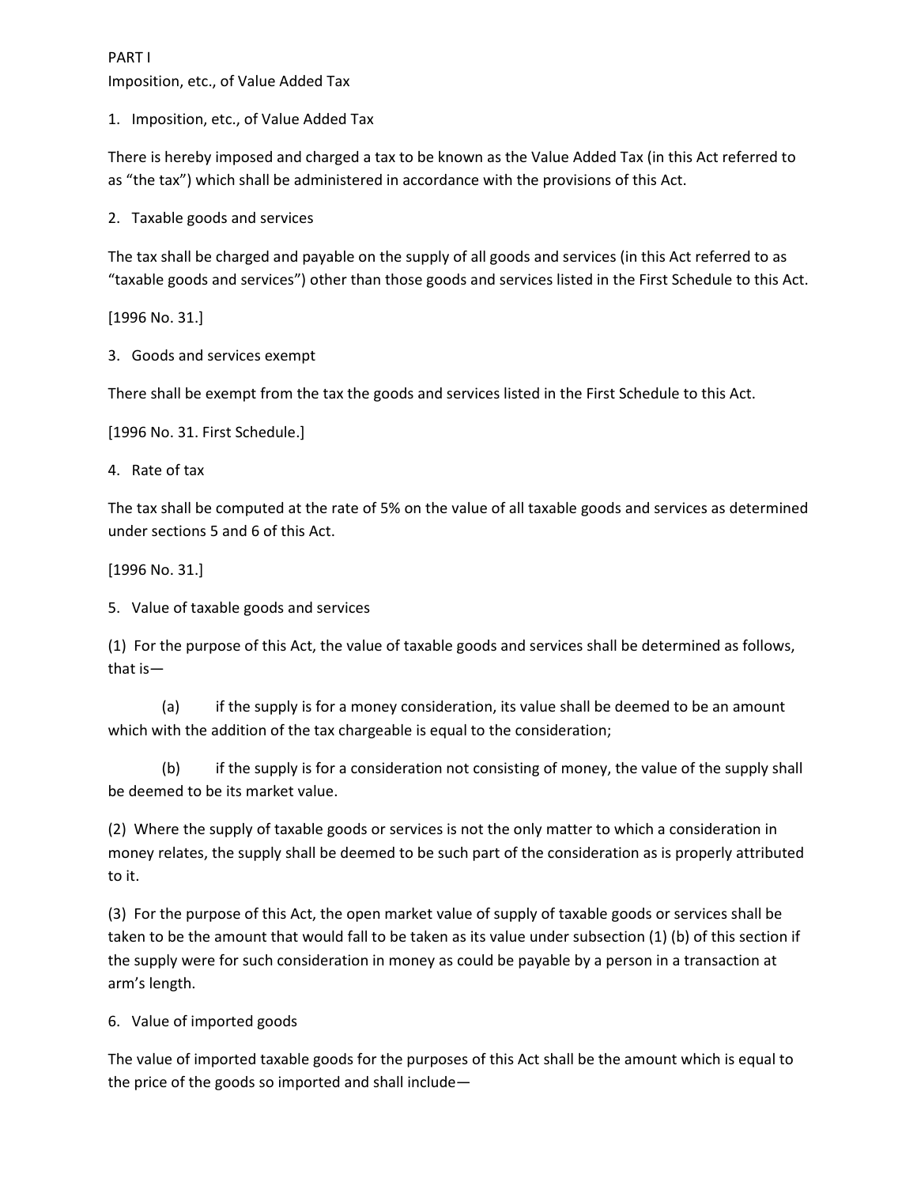PART I

Imposition, etc., of Value Added Tax

## 1. Imposition, etc., of Value Added Tax

There is hereby imposed and charged a tax to be known as the Value Added Tax (in this Act referred to as "the tax") which shall be administered in accordance with the provisions of this Act.

## 2. Taxable goods and services

The tax shall be charged and payable on the supply of all goods and services (in this Act referred to as "taxable goods and services") other than those goods and services listed in the First Schedule to this Act.

[1996 No. 31.]

## 3. Goods and services exempt

There shall be exempt from the tax the goods and services listed in the First Schedule to this Act.

[1996 No. 31. First Schedule.]

## 4. Rate of tax

The tax shall be computed at the rate of 5% on the value of all taxable goods and services as determined under sections 5 and 6 of this Act.

[1996 No. 31.]

## 5. Value of taxable goods and services

(1) For the purpose of this Act, the value of taxable goods and services shall be determined as follows, that is—

(a) if the supply is for a money consideration, its value shall be deemed to be an amount which with the addition of the tax chargeable is equal to the consideration;

(b) if the supply is for a consideration not consisting of money, the value of the supply shall be deemed to be its market value.

(2) Where the supply of taxable goods or services is not the only matter to which a consideration in money relates, the supply shall be deemed to be such part of the consideration as is properly attributed to it.

(3) For the purpose of this Act, the open market value of supply of taxable goods or services shall be taken to be the amount that would fall to be taken as its value under subsection (1) (b) of this section if the supply were for such consideration in money as could be payable by a person in a transaction at arm's length.

## 6. Value of imported goods

The value of imported taxable goods for the purposes of this Act shall be the amount which is equal to the price of the goods so imported and shall include—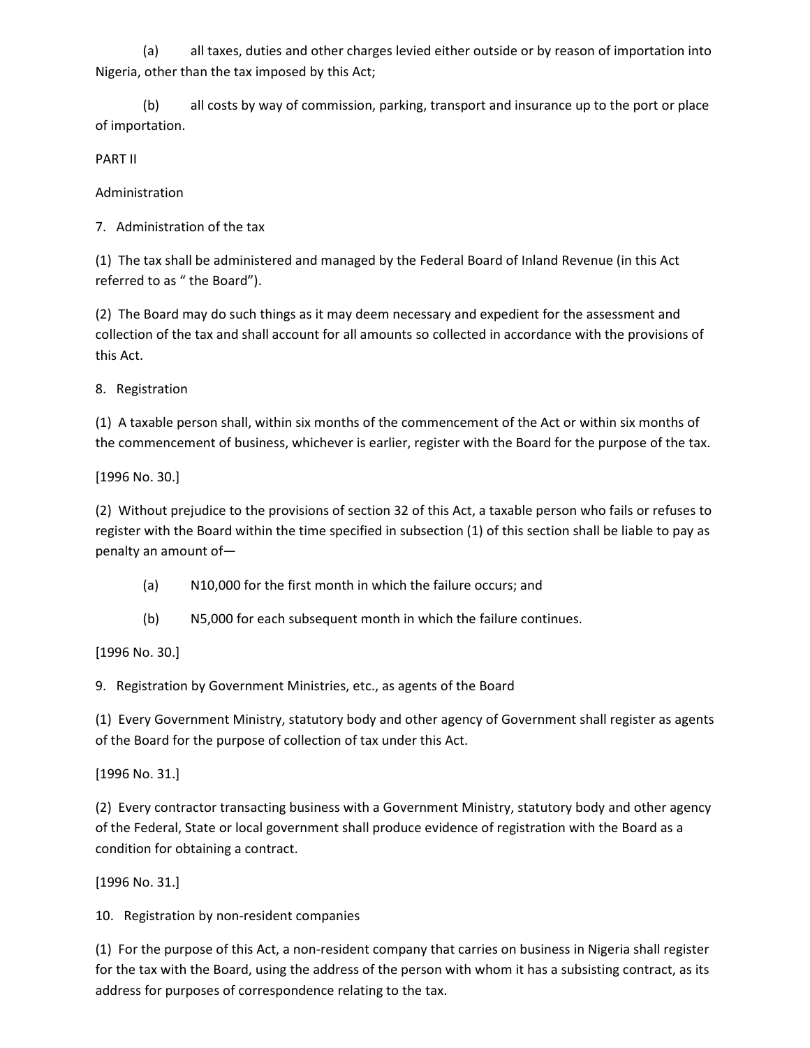(a) all taxes, duties and other charges levied either outside or by reason of importation into Nigeria, other than the tax imposed by this Act;

(b) all costs by way of commission, parking, transport and insurance up to the port or place of importation.

PART II

Administration

7. Administration of the tax

(1) The tax shall be administered and managed by the Federal Board of Inland Revenue (in this Act referred to as " the Board").

(2) The Board may do such things as it may deem necessary and expedient for the assessment and collection of the tax and shall account for all amounts so collected in accordance with the provisions of this Act.

8. Registration

(1) A taxable person shall, within six months of the commencement of the Act or within six months of the commencement of business, whichever is earlier, register with the Board for the purpose of the tax.

[1996 No. 30.]

(2) Without prejudice to the provisions of section 32 of this Act, a taxable person who fails or refuses to register with the Board within the time specified in subsection (1) of this section shall be liable to pay as penalty an amount of—

(a) N10,000 for the first month in which the failure occurs; and

(b) N5,000 for each subsequent month in which the failure continues.

[1996 No. 30.]

9. Registration by Government Ministries, etc., as agents of the Board

(1) Every Government Ministry, statutory body and other agency of Government shall register as agents of the Board for the purpose of collection of tax under this Act.

[1996 No. 31.]

(2) Every contractor transacting business with a Government Ministry, statutory body and other agency of the Federal, State or local government shall produce evidence of registration with the Board as a condition for obtaining a contract.

[1996 No. 31.]

10. Registration by non-resident companies

(1) For the purpose of this Act, a non-resident company that carries on business in Nigeria shall register for the tax with the Board, using the address of the person with whom it has a subsisting contract, as its address for purposes of correspondence relating to the tax.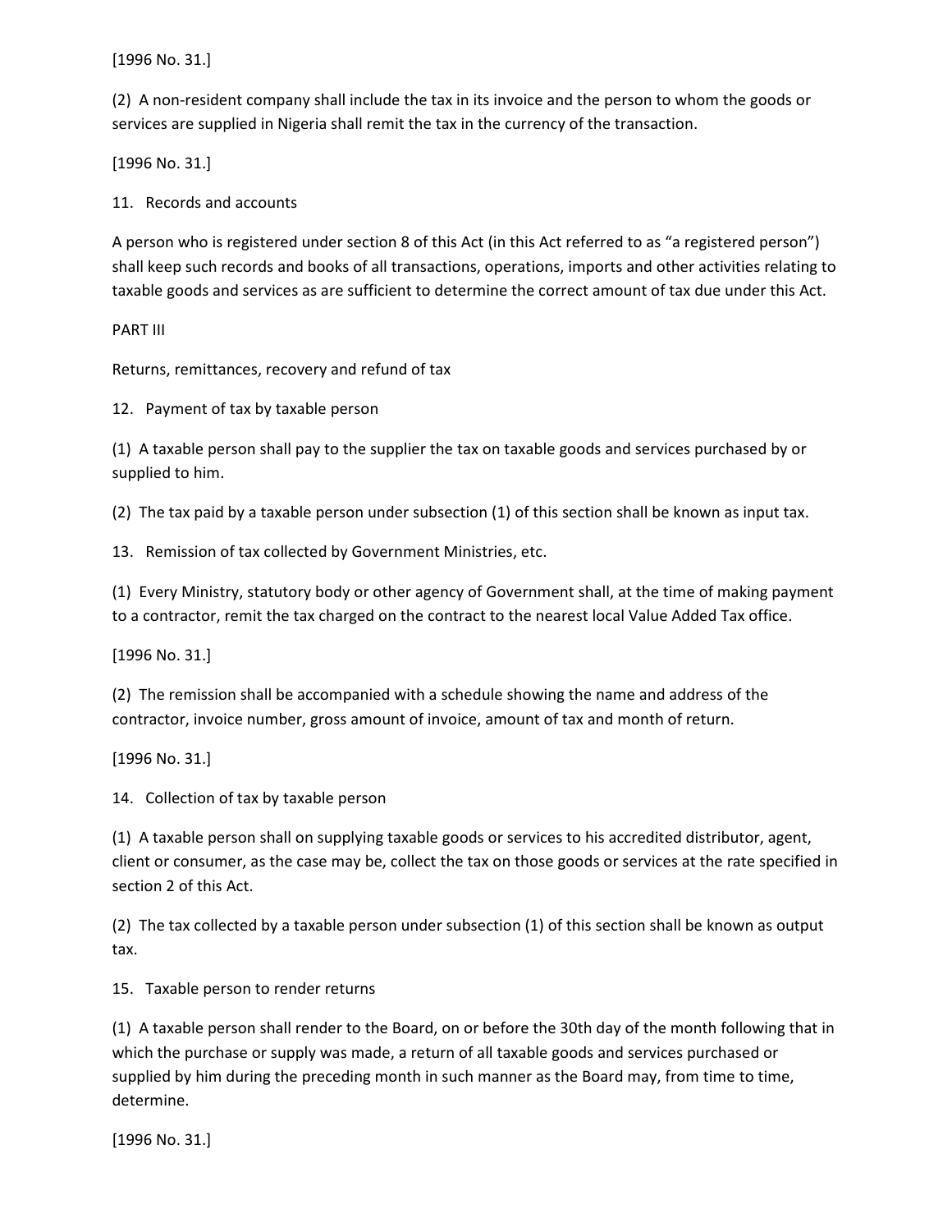[1996 No. 31.]

(2) A non-resident company shall include the tax in its invoice and the person to whom the goods or services are supplied in Nigeria shall remit the tax in the currency of the transaction.

[1996 No. 31.]

### 11. Records and accounts

A person who is registered under section 8 of this Act (in this Act referred to as "a registered person") shall keep such records and books of all transactions, operations, imports and other activities relating to taxable goods and services as are sufficient to determine the correct amount of tax due under this Act.

## PART III

## Returns, remittances, recovery and refund of tax

### 12. Payment of tax by taxable person

(1) A taxable person shall pay to the supplier the tax on taxable goods and services purchased by or supplied to him.

(2) The tax paid by a taxable person under subsection (1) of this section shall be known as input tax.

### 13. Remission of tax collected by Government Ministries, etc.

(1) Every Ministry, statutory body or other agency of Government shall, at the time of making payment to a contractor, remit the tax charged on the contract to the nearest local Value Added Tax office.

[1996 No. 31.]

(2) The remission shall be accompanied with a schedule showing the name and address of the contractor, invoice number, gross amount of invoice, amount of tax and month of return.

[1996 No. 31.]

### 14. Collection of tax by taxable person

(1) A taxable person shall on supplying taxable goods or services to his accredited distributor, agent, client or consumer, as the case may be, collect the tax on those goods or services at the rate specified in section 2 of this Act.

(2) The tax collected by a taxable person under subsection (1) of this section shall be known as output tax.

### 15. Taxable person to render returns

(1) A taxable person shall render to the Board, on or before the 30th day of the month following that in which the purchase or supply was made, a return of all taxable goods and services purchased or supplied by him during the preceding month in such manner as the Board may, from time to time, determine.

[1996 No. 31.]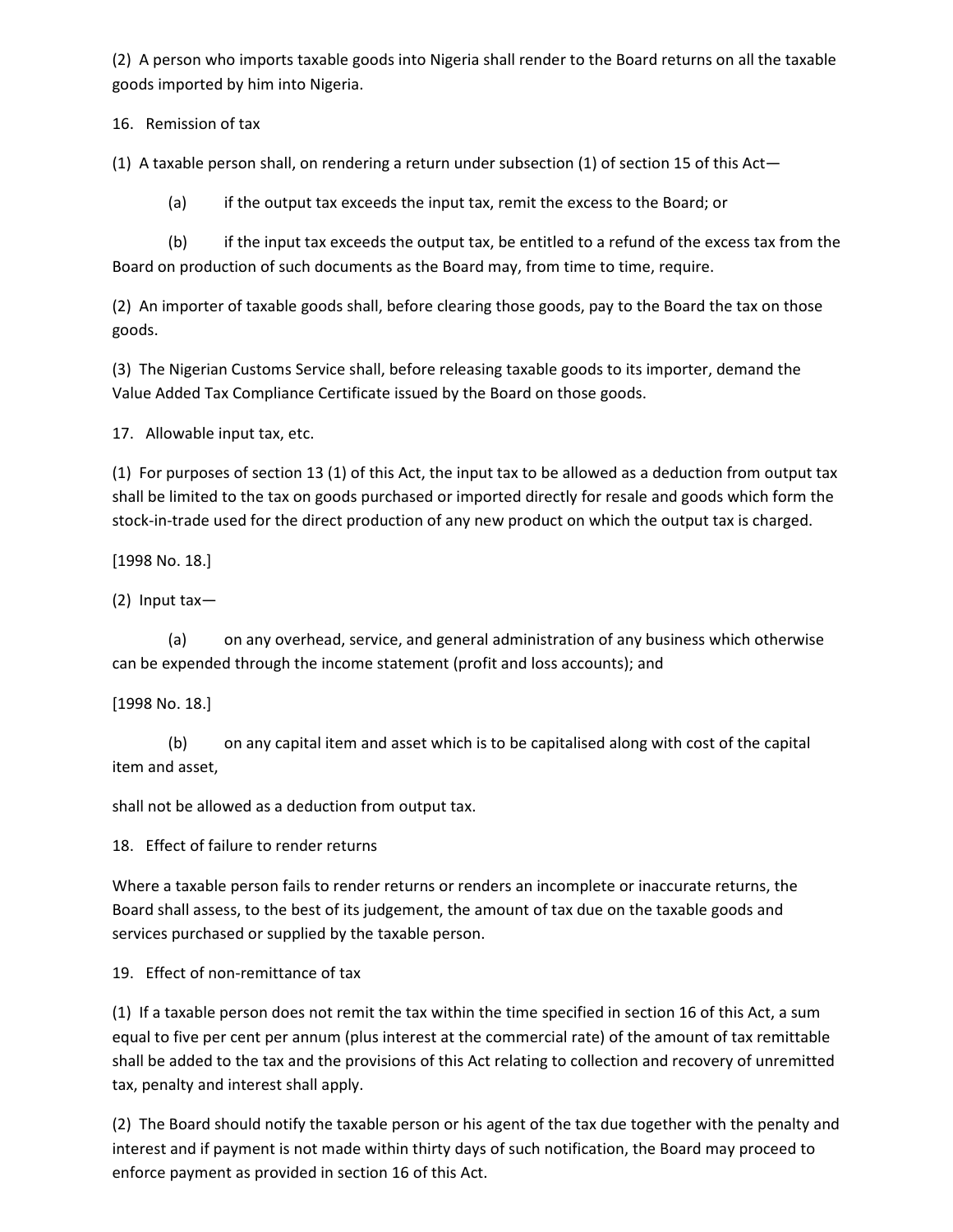(2) A person who imports taxable goods into Nigeria shall render to the Board returns on all the taxable goods imported by him into Nigeria.

16. Remission of tax

(1) A taxable person shall, on rendering a return under subsection (1) of section 15 of this Act—

(a) if the output tax exceeds the input tax, remit the excess to the Board; or

(b) if the input tax exceeds the output tax, be entitled to a refund of the excess tax from the Board on production of such documents as the Board may, from time to time, require.

(2) An importer of taxable goods shall, before clearing those goods, pay to the Board the tax on those goods.

(3) The Nigerian Customs Service shall, before releasing taxable goods to its importer, demand the Value Added Tax Compliance Certificate issued by the Board on those goods.

17. Allowable input tax, etc.

(1) For purposes of section 13 (1) of this Act, the input tax to be allowed as a deduction from output tax shall be limited to the tax on goods purchased or imported directly for resale and goods which form the stock-in-trade used for the direct production of any new product on which the output tax is charged.

[1998 No. 18.]

(2) Input tax—

(a) on any overhead, service, and general administration of any business which otherwise can be expended through the income statement (profit and loss accounts); and

[1998 No. 18.]

(b) on any capital item and asset which is to be capitalised along with cost of the capital item and asset,

shall not be allowed as a deduction from output tax.

18. Effect of failure to render returns

Where a taxable person fails to render returns or renders an incomplete or inaccurate returns, the Board shall assess, to the best of its judgement, the amount of tax due on the taxable goods and services purchased or supplied by the taxable person.

19. Effect of non-remittance of tax

(1) If a taxable person does not remit the tax within the time specified in section 16 of this Act, a sum equal to five per cent per annum (plus interest at the commercial rate) of the amount of tax remittable shall be added to the tax and the provisions of this Act relating to collection and recovery of unremitted tax, penalty and interest shall apply.

(2) The Board should notify the taxable person or his agent of the tax due together with the penalty and interest and if payment is not made within thirty days of such notification, the Board may proceed to enforce payment as provided in section 16 of this Act.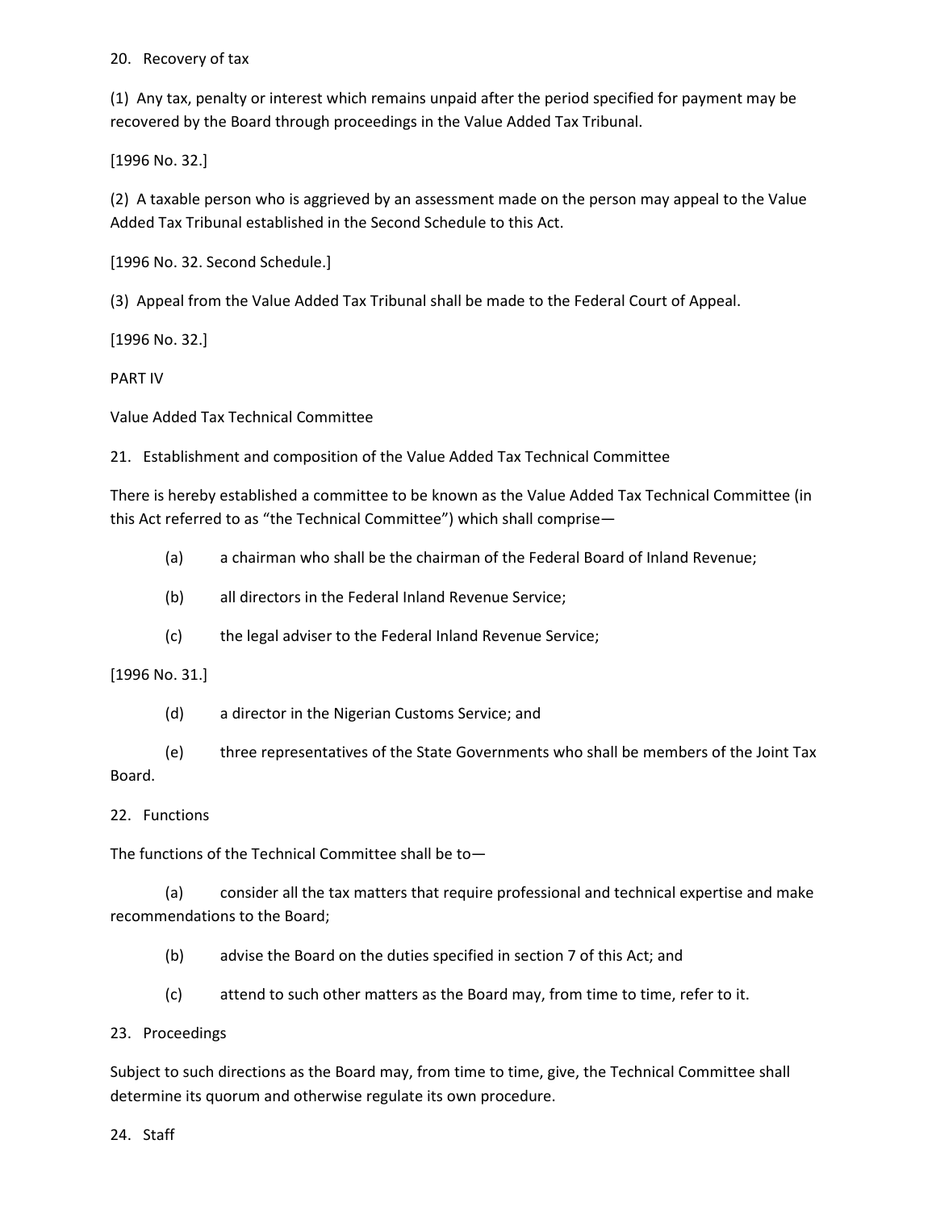20. Recovery of tax

(1) Any tax, penalty or interest which remains unpaid after the period specified for payment may be recovered by the Board through proceedings in the Value Added Tax Tribunal.

[1996 No. 32.]

(2) A taxable person who is aggrieved by an assessment made on the person may appeal to the Value Added Tax Tribunal established in the Second Schedule to this Act.

[1996 No. 32. Second Schedule.]

(3) Appeal from the Value Added Tax Tribunal shall be made to the Federal Court of Appeal.

[1996 No. 32.]

PART IV

Value Added Tax Technical Committee

21. Establishment and composition of the Value Added Tax Technical Committee

There is hereby established a committee to be known as the Value Added Tax Technical Committee (in this Act referred to as "the Technical Committee") which shall comprise—

(a) a chairman who shall be the chairman of the Federal Board of Inland Revenue;

(b) all directors in the Federal Inland Revenue Service;

(c) the legal adviser to the Federal Inland Revenue Service;

[1996 No. 31.]

(d) a director in the Nigerian Customs Service; and

(e) three representatives of the State Governments who shall be members of the Joint Tax Board.

22. Functions

The functions of the Technical Committee shall be to—

(a) consider all the tax matters that require professional and technical expertise and make recommendations to the Board;

(b) advise the Board on the duties specified in section 7 of this Act; and

(c) attend to such other matters as the Board may, from time to time, refer to it.

23. Proceedings

Subject to such directions as the Board may, from time to time, give, the Technical Committee shall determine its quorum and otherwise regulate its own procedure.

24. Staff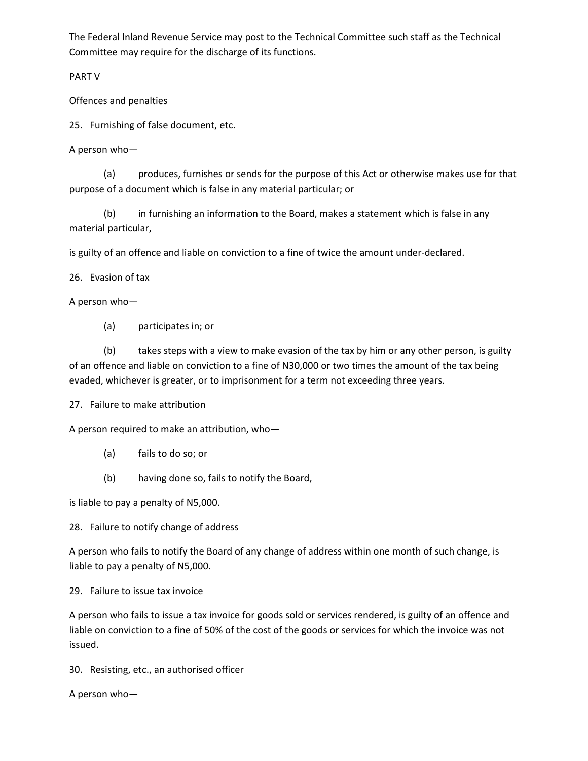The Federal Inland Revenue Service may post to the Technical Committee such staff as the Technical Committee may require for the discharge of its functions.

## PART V

## Offences and penalties

### 25. Furnishing of false document, etc.

A person who—

(a) produces, furnishes or sends for the purpose of this Act or otherwise makes use for that purpose of a document which is false in any material particular; or

(b) in furnishing an information to the Board, makes a statement which is false in any material particular,

is guilty of an offence and liable on conviction to a fine of twice the amount under-declared.

### 26. Evasion of tax

A person who—

(a) participates in; or

(b) takes steps with a view to make evasion of the tax by him or any other person, is guilty of an offence and liable on conviction to a fine of N30,000 or two times the amount of the tax being evaded, whichever is greater, or to imprisonment for a term not exceeding three years.

### 27. Failure to make attribution

A person required to make an attribution, who—

(a) fails to do so; or

(b) having done so, fails to notify the Board,

is liable to pay a penalty of N5,000.

### 28. Failure to notify change of address

A person who fails to notify the Board of any change of address within one month of such change, is liable to pay a penalty of N5,000.

### 29. Failure to issue tax invoice

A person who fails to issue a tax invoice for goods sold or services rendered, is guilty of an offence and liable on conviction to a fine of 50% of the cost of the goods or services for which the invoice was not issued.

### 30. Resisting, etc., an authorised officer

A person who—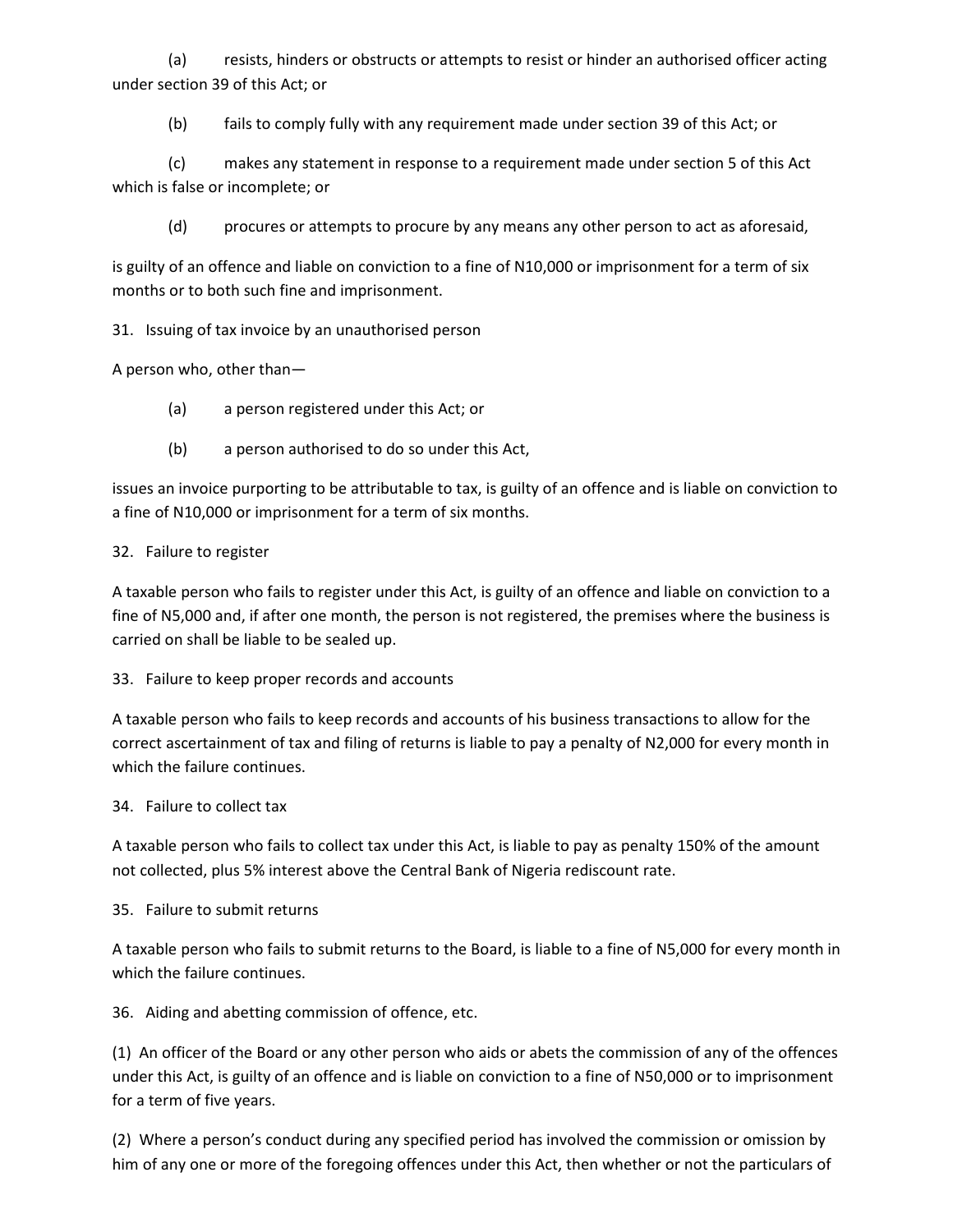(a) resists, hinders or obstructs or attempts to resist or hinder an authorised officer acting under section 39 of this Act; or

(b) fails to comply fully with any requirement made under section 39 of this Act; or

(c) makes any statement in response to a requirement made under section 5 of this Act which is false or incomplete; or

(d) procures or attempts to procure by any means any other person to act as aforesaid,

is guilty of an offence and liable on conviction to a fine of N10,000 or imprisonment for a term of six months or to both such fine and imprisonment.

31. Issuing of tax invoice by an unauthorised person

A person who, other than—

(a) a person registered under this Act; or

(b) a person authorised to do so under this Act,

issues an invoice purporting to be attributable to tax, is guilty of an offence and is liable on conviction to a fine of N10,000 or imprisonment for a term of six months.

32. Failure to register

A taxable person who fails to register under this Act, is guilty of an offence and liable on conviction to a fine of N5,000 and, if after one month, the person is not registered, the premises where the business is carried on shall be liable to be sealed up.

33. Failure to keep proper records and accounts

A taxable person who fails to keep records and accounts of his business transactions to allow for the correct ascertainment of tax and filing of returns is liable to pay a penalty of N2,000 for every month in which the failure continues.

34. Failure to collect tax

A taxable person who fails to collect tax under this Act, is liable to pay as penalty 150% of the amount not collected, plus 5% interest above the Central Bank of Nigeria rediscount rate.

35. Failure to submit returns

A taxable person who fails to submit returns to the Board, is liable to a fine of N5,000 for every month in which the failure continues.

36. Aiding and abetting commission of offence, etc.

(1) An officer of the Board or any other person who aids or abets the commission of any of the offences under this Act, is guilty of an offence and is liable on conviction to a fine of N50,000 or to imprisonment for a term of five years.

(2) Where a person's conduct during any specified period has involved the commission or omission by him of any one or more of the foregoing offences under this Act, then whether or not the particulars of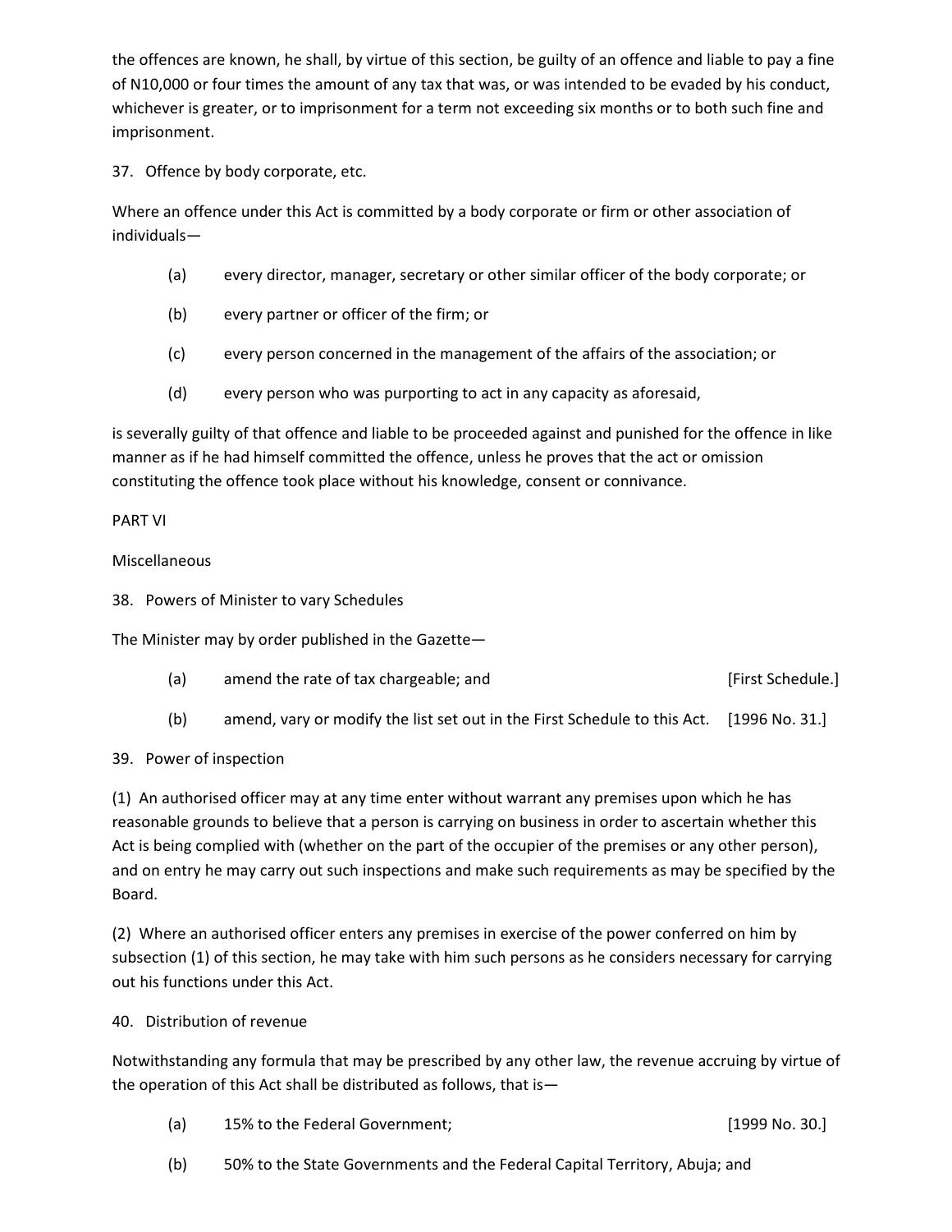the offences are known, he shall, by virtue of this section, be guilty of an offence and liable to pay a fine of N10,000 or four times the amount of any tax that was, or was intended to be evaded by his conduct, whichever is greater, or to imprisonment for a term not exceeding six months or to both such fine and imprisonment.

37. Offence by body corporate, etc.

Where an offence under this Act is committed by a body corporate or firm or other association of individuals—

(a) every director, manager, secretary or other similar officer of the body corporate; or

(b) every partner or officer of the firm; or

(c) every person concerned in the management of the affairs of the association; or

(d) every person who was purporting to act in any capacity as aforesaid,

is severally guilty of that offence and liable to be proceeded against and punished for the offence in like manner as if he had himself committed the offence, unless he proves that the act or omission constituting the offence took place without his knowledge, consent or connivance.

PART VI

Miscellaneous

38. Powers of Minister to vary Schedules

The Minister may by order published in the Gazette—

(a) amend the rate of tax chargeable; and [First Schedule.]

(b) amend, vary or modify the list set out in the First Schedule to this Act. [1996 No. 31.]

39. Power of inspection

(1) An authorised officer may at any time enter without warrant any premises upon which he has reasonable grounds to believe that a person is carrying on business in order to ascertain whether this Act is being complied with (whether on the part of the occupier of the premises or any other person), and on entry he may carry out such inspections and make such requirements as may be specified by the Board.

(2) Where an authorised officer enters any premises in exercise of the power conferred on him by subsection (1) of this section, he may take with him such persons as he considers necessary for carrying out his functions under this Act.

40. Distribution of revenue

Notwithstanding any formula that may be prescribed by any other law, the revenue accruing by virtue of the operation of this Act shall be distributed as follows, that is—

(a) 15% to the Federal Government; [1999 No. 30.]

(b) 50% to the State Governments and the Federal Capital Territory, Abuja; and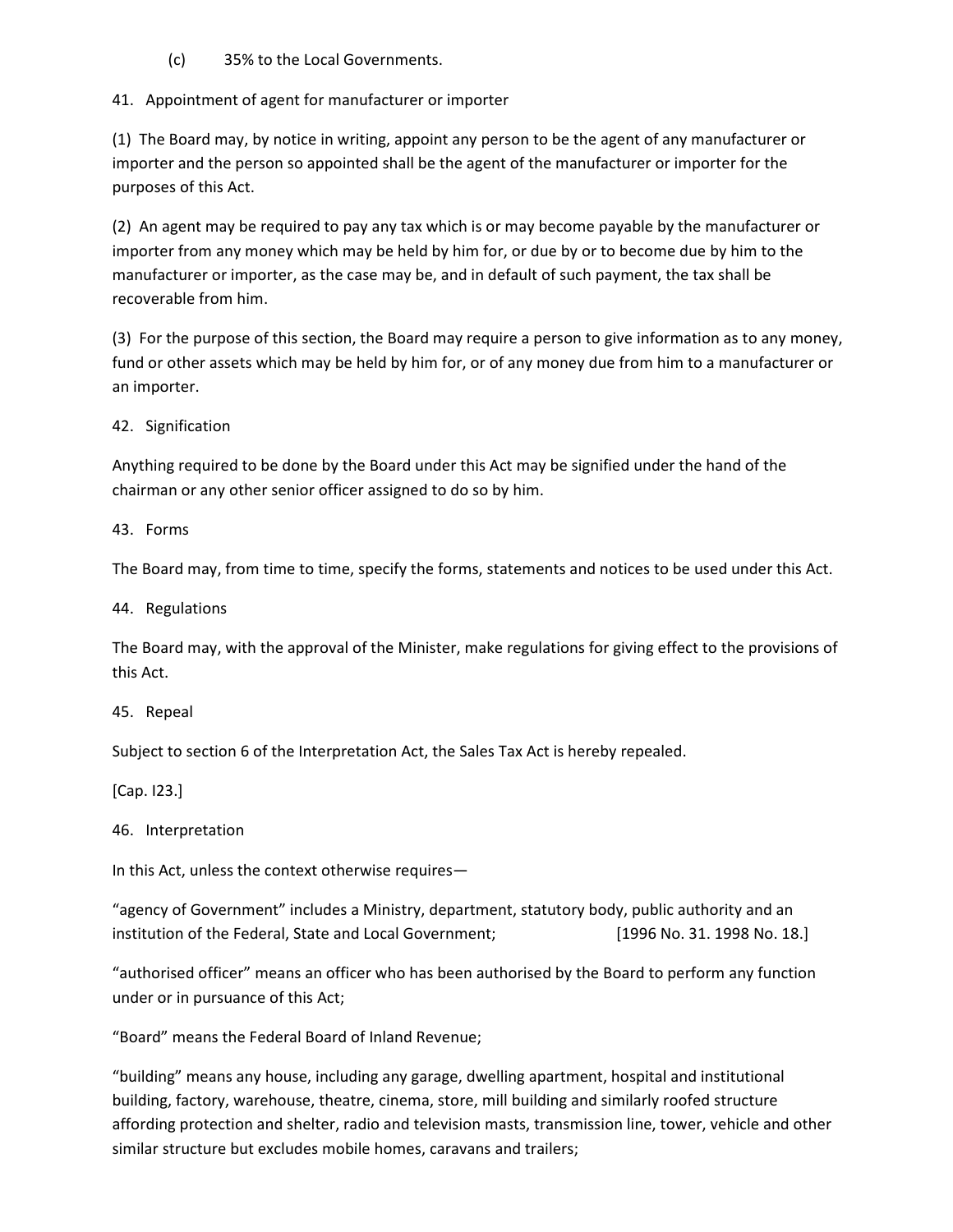(c) 35% to the Local Governments.

## 41. Appointment of agent for manufacturer or importer

(1) The Board may, by notice in writing, appoint any person to be the agent of any manufacturer or importer and the person so appointed shall be the agent of the manufacturer or importer for the purposes of this Act.

(2) An agent may be required to pay any tax which is or may become payable by the manufacturer or importer from any money which may be held by him for, or due by or to become due by him to the manufacturer or importer, as the case may be, and in default of such payment, the tax shall be recoverable from him.

(3) For the purpose of this section, the Board may require a person to give information as to any money, fund or other assets which may be held by him for, or of any money due from him to a manufacturer or an importer.

## 42. Signification

Anything required to be done by the Board under this Act may be signified under the hand of the chairman or any other senior officer assigned to do so by him.

## 43. Forms

The Board may, from time to time, specify the forms, statements and notices to be used under this Act.

## 44. Regulations

The Board may, with the approval of the Minister, make regulations for giving effect to the provisions of this Act.

## 45. Repeal

Subject to section 6 of the Interpretation Act, the Sales Tax Act is hereby repealed.

[Cap. I23.]

## 46. Interpretation

In this Act, unless the context otherwise requires—

"agency of Government" includes a Ministry, department, statutory body, public authority and an institution of the Federal, State and Local Government; [1996 No. 31. 1998 No. 18.]

"authorised officer" means an officer who has been authorised by the Board to perform any function under or in pursuance of this Act;

"Board" means the Federal Board of Inland Revenue;

"building" means any house, including any garage, dwelling apartment, hospital and institutional building, factory, warehouse, theatre, cinema, store, mill building and similarly roofed structure affording protection and shelter, radio and television masts, transmission line, tower, vehicle and other similar structure but excludes mobile homes, caravans and trailers;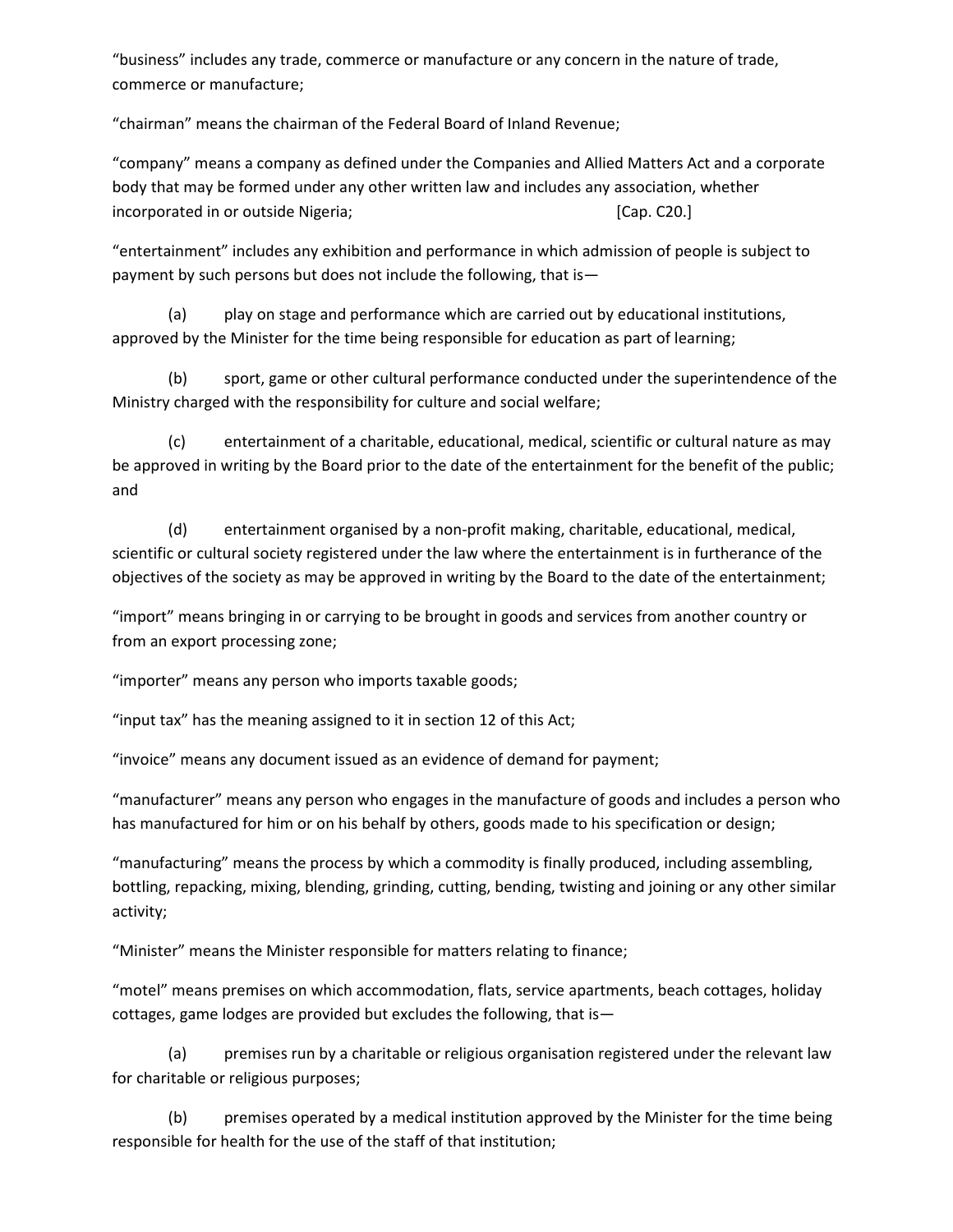"business" includes any trade, commerce or manufacture or any concern in the nature of trade, commerce or manufacture;

"chairman" means the chairman of the Federal Board of Inland Revenue;

"company" means a company as defined under the Companies and Allied Matters Act and a corporate body that may be formed under any other written law and includes any association, whether incorporated in or outside Nigeria; [Cap. C20.]

"entertainment" includes any exhibition and performance in which admission of people is subject to payment by such persons but does not include the following, that is—

(a) play on stage and performance which are carried out by educational institutions, approved by the Minister for the time being responsible for education as part of learning;

(b) sport, game or other cultural performance conducted under the superintendence of the Ministry charged with the responsibility for culture and social welfare;

(c) entertainment of a charitable, educational, medical, scientific or cultural nature as may be approved in writing by the Board prior to the date of the entertainment for the benefit of the public; and

(d) entertainment organised by a non-profit making, charitable, educational, medical, scientific or cultural society registered under the law where the entertainment is in furtherance of the objectives of the society as may be approved in writing by the Board to the date of the entertainment;

"import" means bringing in or carrying to be brought in goods and services from another country or from an export processing zone;

"importer" means any person who imports taxable goods;

"input tax" has the meaning assigned to it in section 12 of this Act;

"invoice" means any document issued as an evidence of demand for payment;

"manufacturer" means any person who engages in the manufacture of goods and includes a person who has manufactured for him or on his behalf by others, goods made to his specification or design;

"manufacturing" means the process by which a commodity is finally produced, including assembling, bottling, repacking, mixing, blending, grinding, cutting, bending, twisting and joining or any other similar activity;

"Minister" means the Minister responsible for matters relating to finance;

"motel" means premises on which accommodation, flats, service apartments, beach cottages, holiday cottages, game lodges are provided but excludes the following, that is—

(a) premises run by a charitable or religious organisation registered under the relevant law for charitable or religious purposes;

(b) premises operated by a medical institution approved by the Minister for the time being responsible for health for the use of the staff of that institution;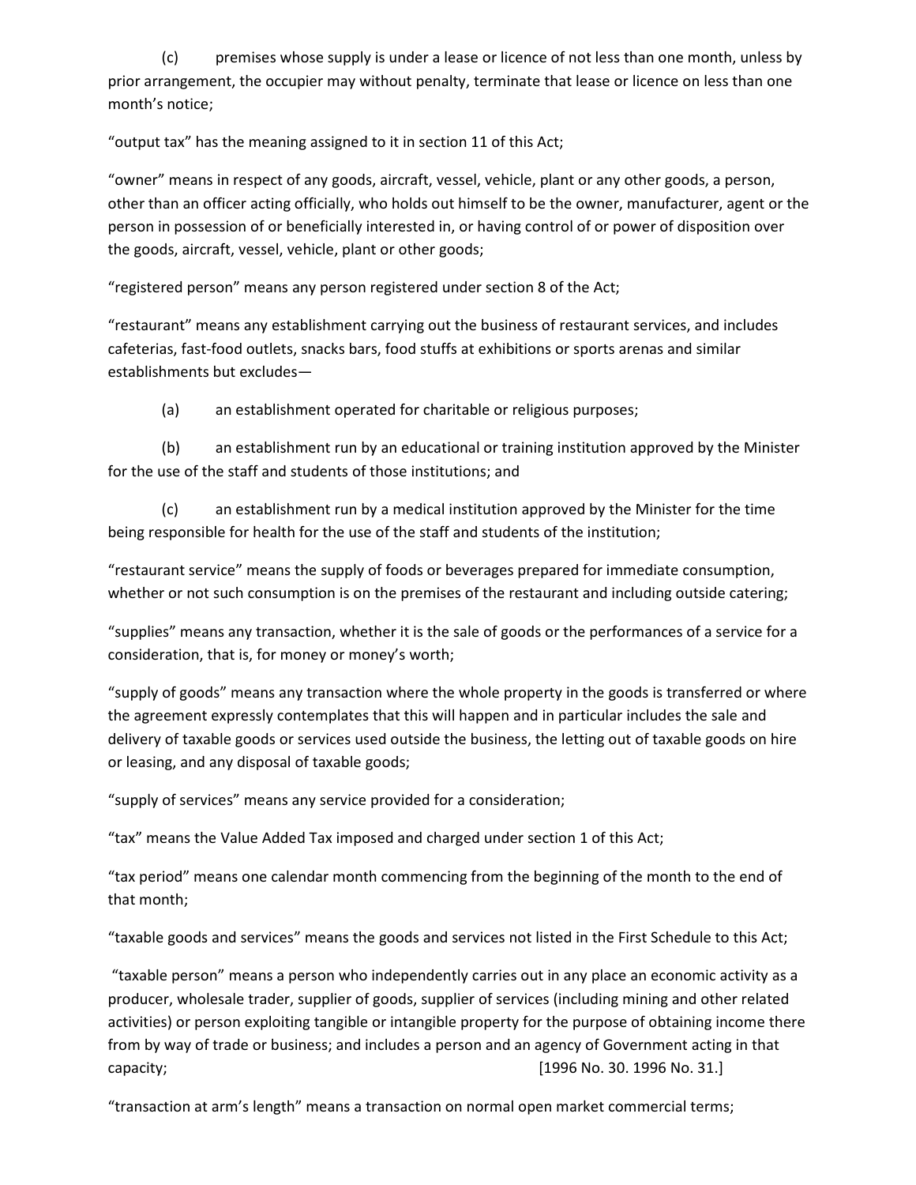(c) premises whose supply is under a lease or licence of not less than one month, unless by prior arrangement, the occupier may without penalty, terminate that lease or licence on less than one month's notice;

"output tax" has the meaning assigned to it in section 11 of this Act;

"owner" means in respect of any goods, aircraft, vessel, vehicle, plant or any other goods, a person, other than an officer acting officially, who holds out himself to be the owner, manufacturer, agent or the person in possession of or beneficially interested in, or having control of or power of disposition over the goods, aircraft, vessel, vehicle, plant or other goods;

"registered person" means any person registered under section 8 of the Act;

"restaurant" means any establishment carrying out the business of restaurant services, and includes cafeterias, fast-food outlets, snacks bars, food stuffs at exhibitions or sports arenas and similar establishments but excludes—

(a) an establishment operated for charitable or religious purposes;

(b) an establishment run by an educational or training institution approved by the Minister for the use of the staff and students of those institutions; and

(c) an establishment run by a medical institution approved by the Minister for the time being responsible for health for the use of the staff and students of the institution;

"restaurant service" means the supply of foods or beverages prepared for immediate consumption, whether or not such consumption is on the premises of the restaurant and including outside catering;

"supplies" means any transaction, whether it is the sale of goods or the performances of a service for a consideration, that is, for money or money's worth;

"supply of goods" means any transaction where the whole property in the goods is transferred or where the agreement expressly contemplates that this will happen and in particular includes the sale and delivery of taxable goods or services used outside the business, the letting out of taxable goods on hire or leasing, and any disposal of taxable goods;

"supply of services" means any service provided for a consideration;

"tax" means the Value Added Tax imposed and charged under section 1 of this Act;

"tax period" means one calendar month commencing from the beginning of the month to the end of that month;

"taxable goods and services" means the goods and services not listed in the First Schedule to this Act;

"taxable person" means a person who independently carries out in any place an economic activity as a producer, wholesale trader, supplier of goods, supplier of services (including mining and other related activities) or person exploiting tangible or intangible property for the purpose of obtaining income there from by way of trade or business; and includes a person and an agency of Government acting in that capacity; [1996 No. 30. 1996 No. 31.]

"transaction at arm's length" means a transaction on normal open market commercial terms;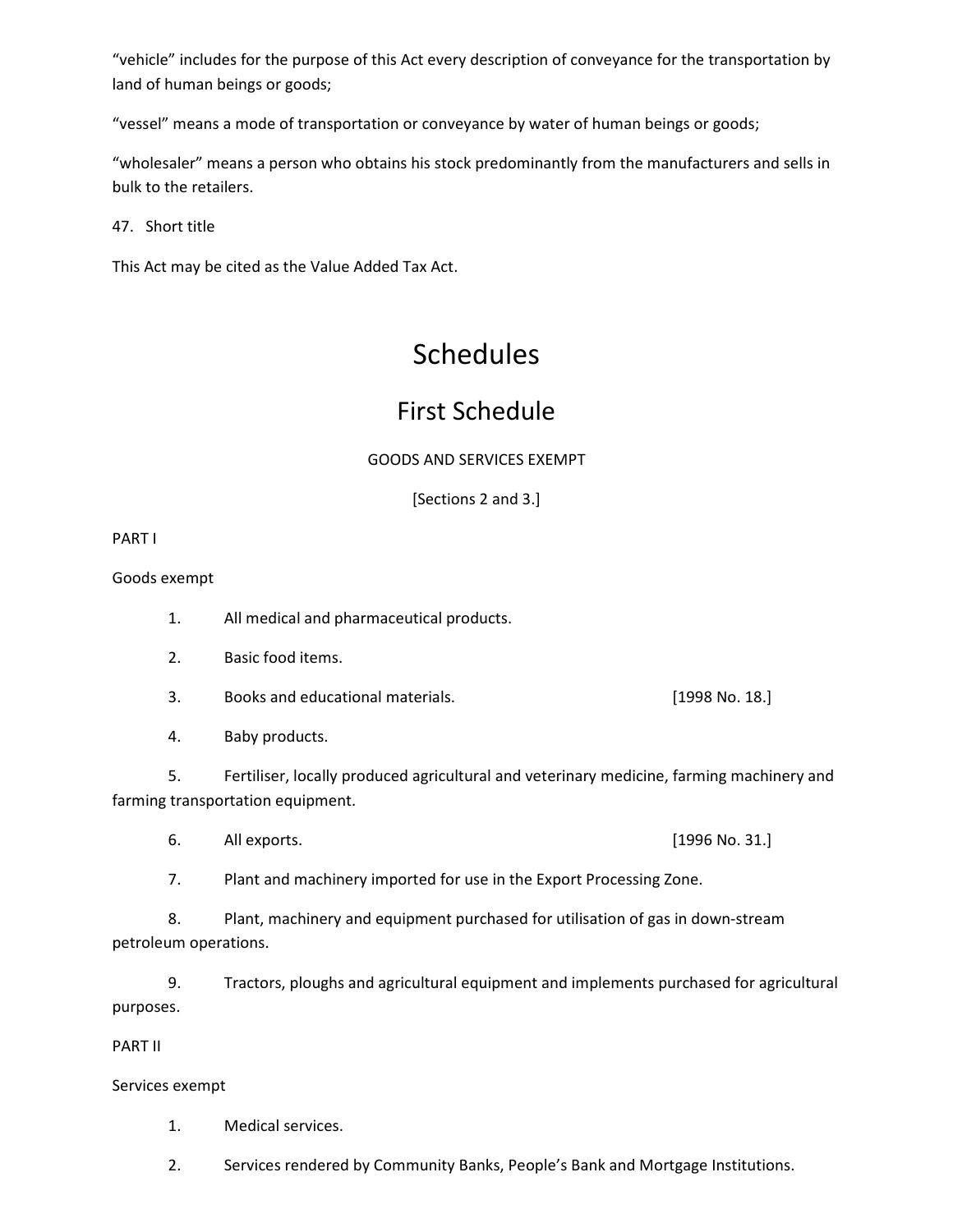"vehicle" includes for the purpose of this Act every description of conveyance for the transportation by land of human beings or goods;

"vessel" means a mode of transportation or conveyance by water of human beings or goods;

"wholesaler" means a person who obtains his stock predominantly from the manufacturers and sells in bulk to the retailers.

47. Short title

This Act may be cited as the Value Added Tax Act.

# Schedules

## First Schedule

GOODS AND SERVICES EXEMPT

[Sections 2 and 3.]

PART I

Goods exempt

1. All medical and pharmaceutical products.

2. Basic food items.

3. Books and educational materials. [1998 No. 18.]

4. Baby products.

5. Fertiliser, locally produced agricultural and veterinary medicine, farming machinery and farming transportation equipment.

6. All exports. [1996 No. 31.]

7. Plant and machinery imported for use in the Export Processing Zone.

8. Plant, machinery and equipment purchased for utilisation of gas in down-stream petroleum operations.

9. Tractors, ploughs and agricultural equipment and implements purchased for agricultural purposes.

PART II

Services exempt

1. Medical services.

2. Services rendered by Community Banks, People's Bank and Mortgage Institutions.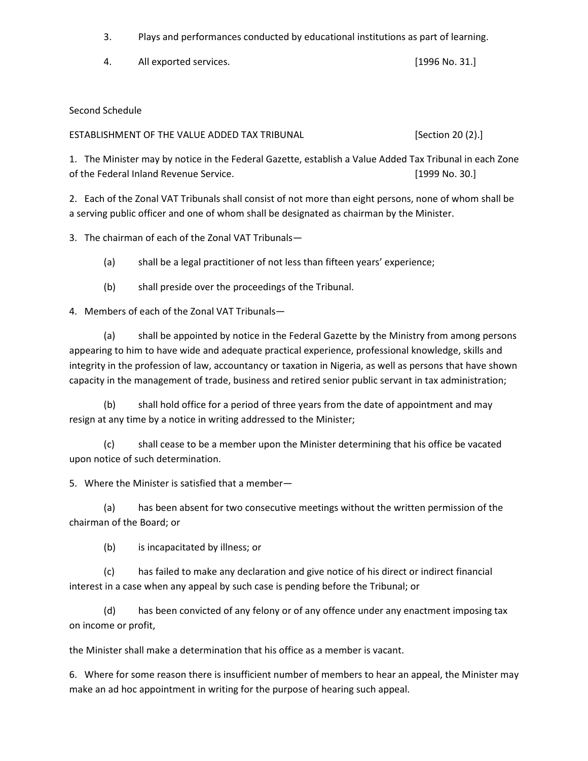3. Plays and performances conducted by educational institutions as part of learning.

4. All exported services. [1996 No. 31.]

## Second Schedule

ESTABLISHMENT OF THE VALUE ADDED TAX TRIBUNAL [Section 20 (2).]

1. The Minister may by notice in the Federal Gazette, establish a Value Added Tax Tribunal in each Zone of the Federal Inland Revenue Service. [1999 No. 30.]

2. Each of the Zonal VAT Tribunals shall consist of not more than eight persons, none of whom shall be a serving public officer and one of whom shall be designated as chairman by the Minister.

3. The chairman of each of the Zonal VAT Tribunals—

   (a) shall be a legal practitioner of not less than fifteen years' experience;

   (b) shall preside over the proceedings of the Tribunal.

4. Members of each of the Zonal VAT Tribunals—

   (a) shall be appointed by notice in the Federal Gazette by the Ministry from among persons appearing to him to have wide and adequate practical experience, professional knowledge, skills and integrity in the profession of law, accountancy or taxation in Nigeria, as well as persons that have shown capacity in the management of trade, business and retired senior public servant in tax administration;

   (b) shall hold office for a period of three years from the date of appointment and may resign at any time by a notice in writing addressed to the Minister;

   (c) shall cease to be a member upon the Minister determining that his office be vacated upon notice of such determination.

5. Where the Minister is satisfied that a member—

   (a) has been absent for two consecutive meetings without the written permission of the chairman of the Board; or

   (b) is incapacitated by illness; or

   (c) has failed to make any declaration and give notice of his direct or indirect financial interest in a case when any appeal by such case is pending before the Tribunal; or

   (d) has been convicted of any felony or of any offence under any enactment imposing tax on income or profit,

the Minister shall make a determination that his office as a member is vacant.

6. Where for some reason there is insufficient number of members to hear an appeal, the Minister may make an ad hoc appointment in writing for the purpose of hearing such appeal.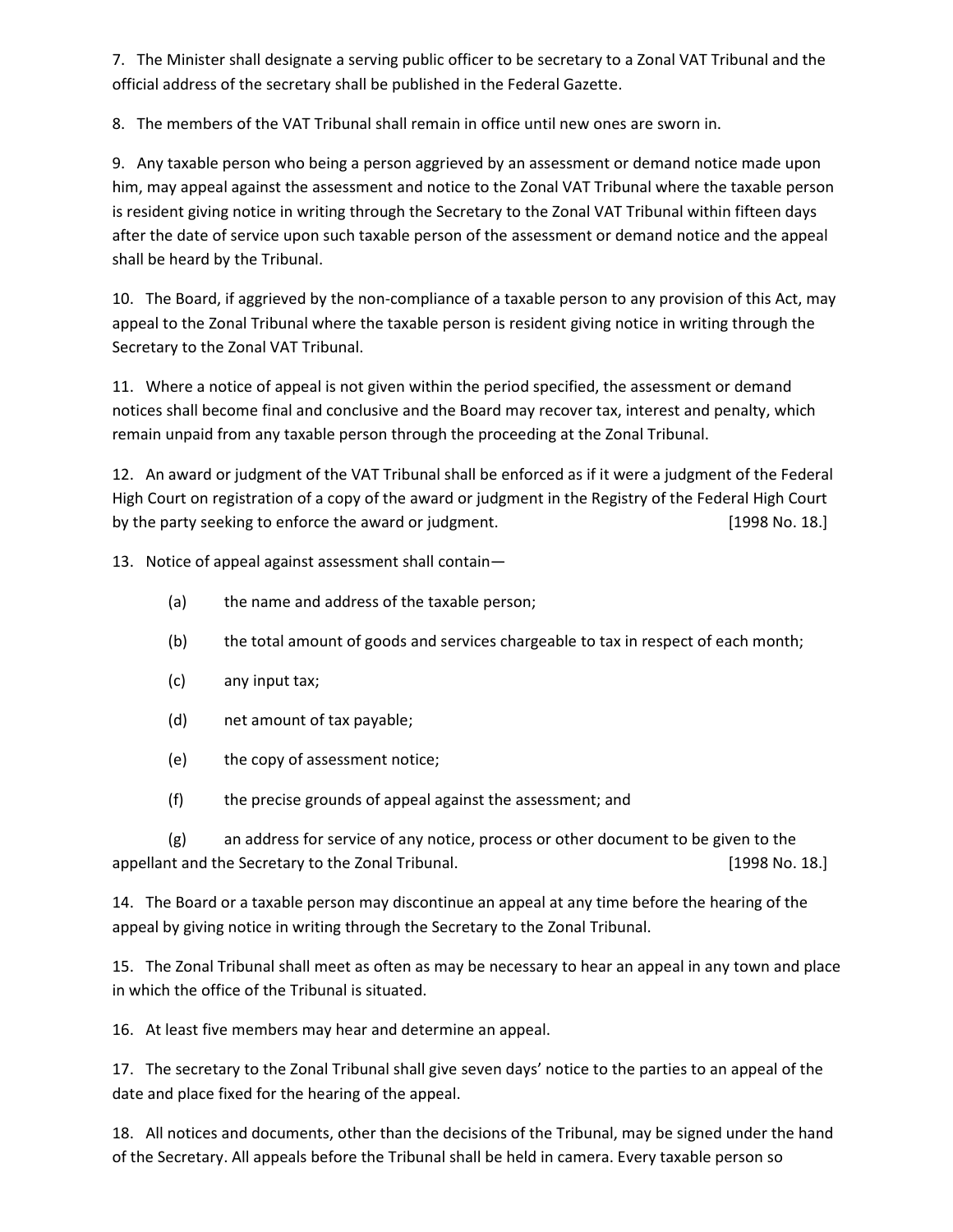7. The Minister shall designate a serving public officer to be secretary to a Zonal VAT Tribunal and the official address of the secretary shall be published in the Federal Gazette.

8. The members of the VAT Tribunal shall remain in office until new ones are sworn in.

9. Any taxable person who being a person aggrieved by an assessment or demand notice made upon him, may appeal against the assessment and notice to the Zonal VAT Tribunal where the taxable person is resident giving notice in writing through the Secretary to the Zonal VAT Tribunal within fifteen days after the date of service upon such taxable person of the assessment or demand notice and the appeal shall be heard by the Tribunal.

10. The Board, if aggrieved by the non-compliance of a taxable person to any provision of this Act, may appeal to the Zonal Tribunal where the taxable person is resident giving notice in writing through the Secretary to the Zonal VAT Tribunal.

11. Where a notice of appeal is not given within the period specified, the assessment or demand notices shall become final and conclusive and the Board may recover tax, interest and penalty, which remain unpaid from any taxable person through the proceeding at the Zonal Tribunal.

12. An award or judgment of the VAT Tribunal shall be enforced as if it were a judgment of the Federal High Court on registration of a copy of the award or judgment in the Registry of the Federal High Court by the party seeking to enforce the award or judgment. [1998 No. 18.]

13. Notice of appeal against assessment shall contain—

(a) the name and address of the taxable person;

(b) the total amount of goods and services chargeable to tax in respect of each month;

(c) any input tax;

(d) net amount of tax payable;

(e) the copy of assessment notice;

(f) the precise grounds of appeal against the assessment; and

(g) an address for service of any notice, process or other document to be given to the appellant and the Secretary to the Zonal Tribunal. [1998 No. 18.]

14. The Board or a taxable person may discontinue an appeal at any time before the hearing of the appeal by giving notice in writing through the Secretary to the Zonal Tribunal.

15. The Zonal Tribunal shall meet as often as may be necessary to hear an appeal in any town and place in which the office of the Tribunal is situated.

16. At least five members may hear and determine an appeal.

17. The secretary to the Zonal Tribunal shall give seven days' notice to the parties to an appeal of the date and place fixed for the hearing of the appeal.

18. All notices and documents, other than the decisions of the Tribunal, may be signed under the hand of the Secretary. All appeals before the Tribunal shall be held in camera. Every taxable person so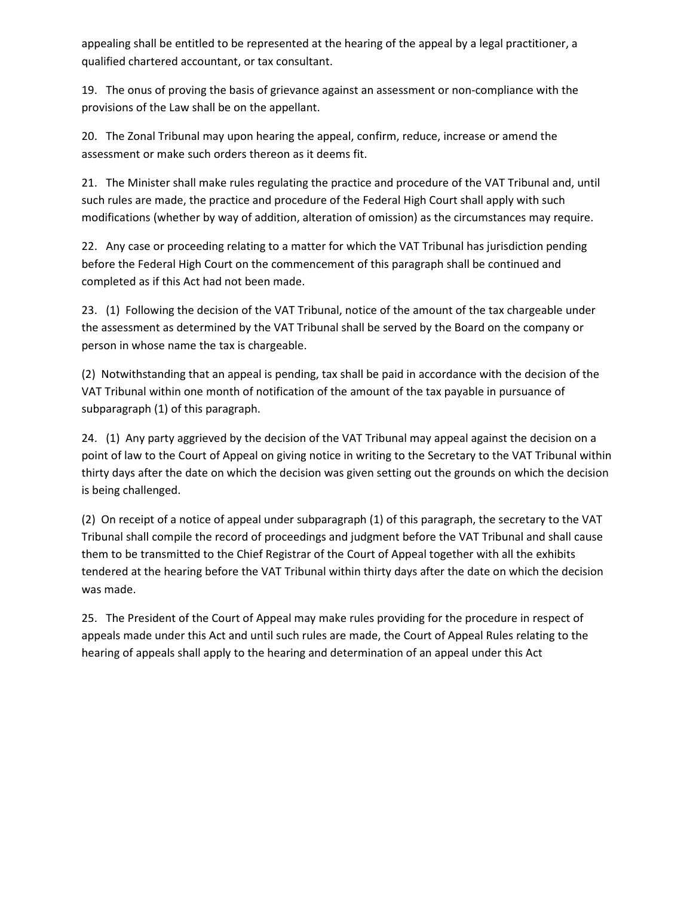appealing shall be entitled to be represented at the hearing of the appeal by a legal practitioner, a qualified chartered accountant, or tax consultant.

19. The onus of proving the basis of grievance against an assessment or non-compliance with the provisions of the Law shall be on the appellant.

20. The Zonal Tribunal may upon hearing the appeal, confirm, reduce, increase or amend the assessment or make such orders thereon as it deems fit.

21. The Minister shall make rules regulating the practice and procedure of the VAT Tribunal and, until such rules are made, the practice and procedure of the Federal High Court shall apply with such modifications (whether by way of addition, alteration of omission) as the circumstances may require.

22. Any case or proceeding relating to a matter for which the VAT Tribunal has jurisdiction pending before the Federal High Court on the commencement of this paragraph shall be continued and completed as if this Act had not been made.

23. (1) Following the decision of the VAT Tribunal, notice of the amount of the tax chargeable under the assessment as determined by the VAT Tribunal shall be served by the Board on the company or person in whose name the tax is chargeable.

(2) Notwithstanding that an appeal is pending, tax shall be paid in accordance with the decision of the VAT Tribunal within one month of notification of the amount of the tax payable in pursuance of subparagraph (1) of this paragraph.

24. (1) Any party aggrieved by the decision of the VAT Tribunal may appeal against the decision on a point of law to the Court of Appeal on giving notice in writing to the Secretary to the VAT Tribunal within thirty days after the date on which the decision was given setting out the grounds on which the decision is being challenged.

(2) On receipt of a notice of appeal under subparagraph (1) of this paragraph, the secretary to the VAT Tribunal shall compile the record of proceedings and judgment before the VAT Tribunal and shall cause them to be transmitted to the Chief Registrar of the Court of Appeal together with all the exhibits tendered at the hearing before the VAT Tribunal within thirty days after the date on which the decision was made.

25. The President of the Court of Appeal may make rules providing for the procedure in respect of appeals made under this Act and until such rules are made, the Court of Appeal Rules relating to the hearing of appeals shall apply to the hearing and determination of an appeal under this Act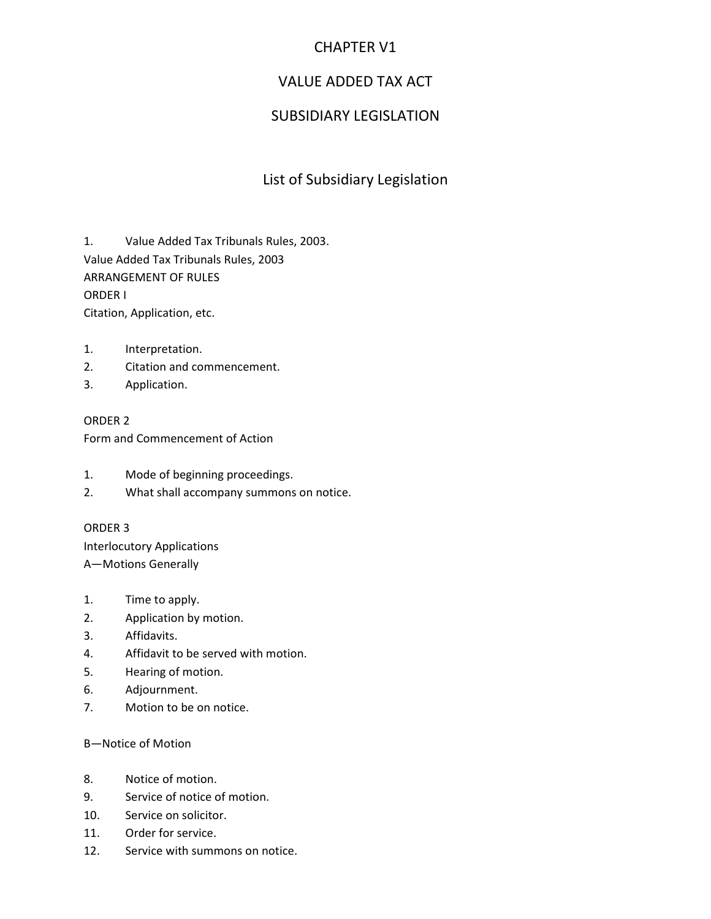# CHAPTER V1

# VALUE ADDED TAX ACT

# SUBSIDIARY LEGISLATION

## List of Subsidiary Legislation

1. Value Added Tax Tribunals Rules, 2003.

Value Added Tax Tribunals Rules, 2003

ARRANGEMENT OF RULES

ORDER I

Citation, Application, etc.

1. Interpretation.
2. Citation and commencement.
3. Application.

ORDER 2

Form and Commencement of Action

1. Mode of beginning proceedings.
2. What shall accompany summons on notice.

ORDER 3

Interlocutory Applications

A—Motions Generally

1. Time to apply.
2. Application by motion.
3. Affidavits.
4. Affidavit to be served with motion.
5. Hearing of motion.
6. Adjournment.
7. Motion to be on notice.

B—Notice of Motion

8. Notice of motion.
9. Service of notice of motion.
10. Service on solicitor.
11. Order for service.
12. Service with summons on notice.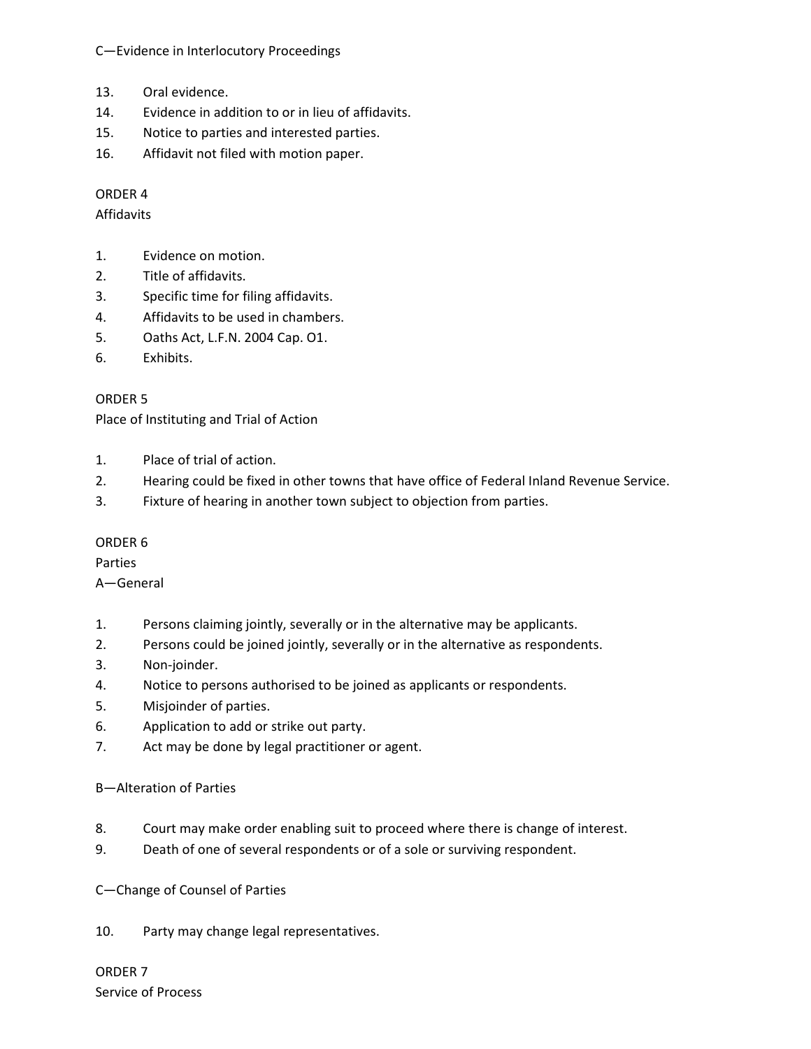C—Evidence in Interlocutory Proceedings

13. Oral evidence.
14. Evidence in addition to or in lieu of affidavits.
15. Notice to parties and interested parties.
16. Affidavit not filed with motion paper.

ORDER 4
Affidavits

1. Evidence on motion.
2. Title of affidavits.
3. Specific time for filing affidavits.
4. Affidavits to be used in chambers.
5. Oaths Act, L.F.N. 2004 Cap. O1.
6. Exhibits.

ORDER 5
Place of Instituting and Trial of Action

1. Place of trial of action.
2. Hearing could be fixed in other towns that have office of Federal Inland Revenue Service.
3. Fixture of hearing in another town subject to objection from parties.

ORDER 6
Parties
A—General

1. Persons claiming jointly, severally or in the alternative may be applicants.
2. Persons could be joined jointly, severally or in the alternative as respondents.
3. Non-joinder.
4. Notice to persons authorised to be joined as applicants or respondents.
5. Misjoinder of parties.
6. Application to add or strike out party.
7. Act may be done by legal practitioner or agent.

B—Alteration of Parties

8. Court may make order enabling suit to proceed where there is change of interest.
9. Death of one of several respondents or of a sole or surviving respondent.

C—Change of Counsel of Parties

10. Party may change legal representatives.

ORDER 7
Service of Process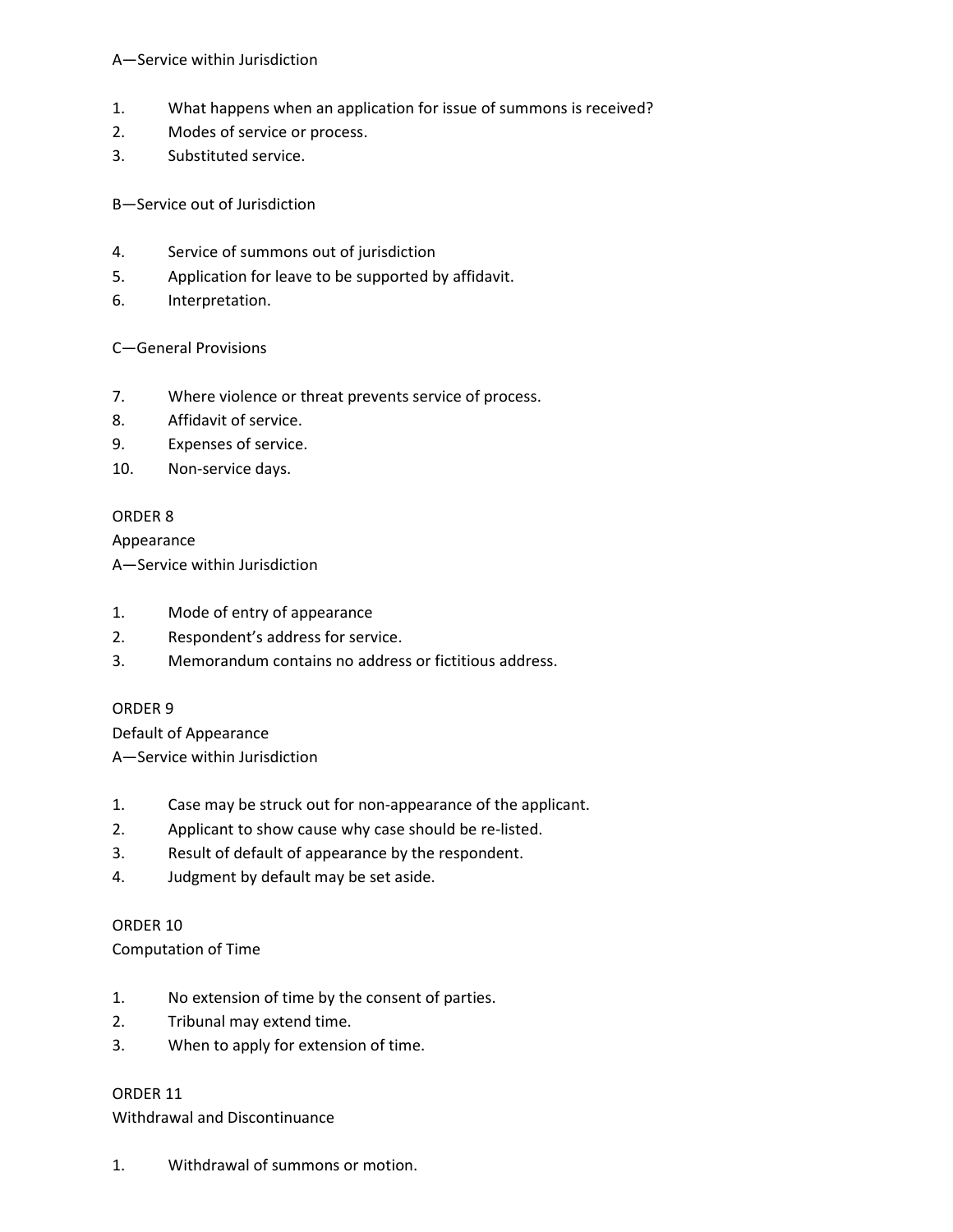A—Service within Jurisdiction

1. What happens when an application for issue of summons is received?
2. Modes of service or process.
3. Substituted service.

B—Service out of Jurisdiction

4. Service of summons out of jurisdiction
5. Application for leave to be supported by affidavit.
6. Interpretation.

C—General Provisions

7. Where violence or threat prevents service of process.
8. Affidavit of service.
9. Expenses of service.
10. Non-service days.

ORDER 8

Appearance

A—Service within Jurisdiction

1. Mode of entry of appearance
2. Respondent's address for service.
3. Memorandum contains no address or fictitious address.

ORDER 9

Default of Appearance

A—Service within Jurisdiction

1. Case may be struck out for non-appearance of the applicant.
2. Applicant to show cause why case should be re-listed.
3. Result of default of appearance by the respondent.
4. Judgment by default may be set aside.

ORDER 10

Computation of Time

1. No extension of time by the consent of parties.
2. Tribunal may extend time.
3. When to apply for extension of time.

ORDER 11

Withdrawal and Discontinuance

1. Withdrawal of summons or motion.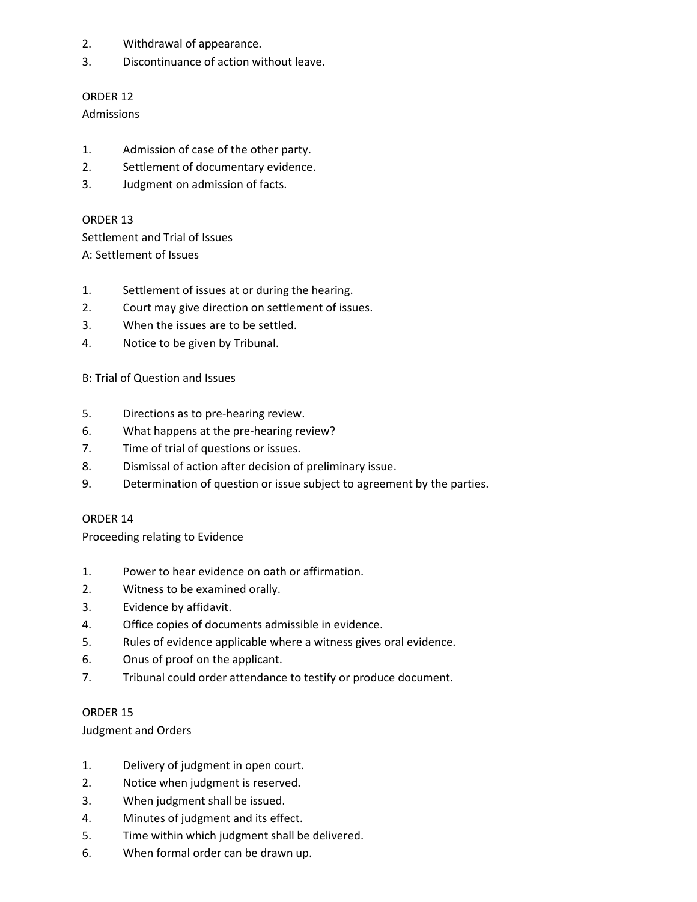2. Withdrawal of appearance.
3. Discontinuance of action without leave.

ORDER 12
Admissions

1. Admission of case of the other party.
2. Settlement of documentary evidence.
3. Judgment on admission of facts.

ORDER 13
Settlement and Trial of Issues
A: Settlement of Issues

1. Settlement of issues at or during the hearing.
2. Court may give direction on settlement of issues.
3. When the issues are to be settled.
4. Notice to be given by Tribunal.

B: Trial of Question and Issues

5. Directions as to pre-hearing review.
6. What happens at the pre-hearing review?
7. Time of trial of questions or issues.
8. Dismissal of action after decision of preliminary issue.
9. Determination of question or issue subject to agreement by the parties.

ORDER 14
Proceeding relating to Evidence

1. Power to hear evidence on oath or affirmation.
2. Witness to be examined orally.
3. Evidence by affidavit.
4. Office copies of documents admissible in evidence.
5. Rules of evidence applicable where a witness gives oral evidence.
6. Onus of proof on the applicant.
7. Tribunal could order attendance to testify or produce document.

ORDER 15
Judgment and Orders

1. Delivery of judgment in open court.
2. Notice when judgment is reserved.
3. When judgment shall be issued.
4. Minutes of judgment and its effect.
5. Time within which judgment shall be delivered.
6. When formal order can be drawn up.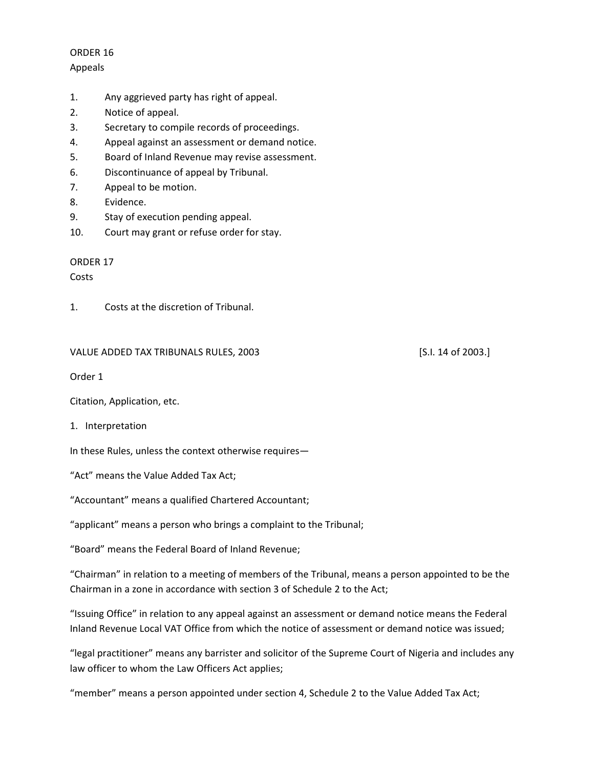ORDER 16

Appeals

1. Any aggrieved party has right of appeal.
2. Notice of appeal.
3. Secretary to compile records of proceedings.
4. Appeal against an assessment or demand notice.
5. Board of Inland Revenue may revise assessment.
6. Discontinuance of appeal by Tribunal.
7. Appeal to be motion.
8. Evidence.
9. Stay of execution pending appeal.
10. Court may grant or refuse order for stay.

ORDER 17

Costs

1. Costs at the discretion of Tribunal.

VALUE ADDED TAX TRIBUNALS RULES, 2003 [S.I. 14 of 2003.]

Order 1

Citation, Application, etc.

1. Interpretation

In these Rules, unless the context otherwise requires—

"Act" means the Value Added Tax Act;

"Accountant" means a qualified Chartered Accountant;

"applicant" means a person who brings a complaint to the Tribunal;

"Board" means the Federal Board of Inland Revenue;

"Chairman" in relation to a meeting of members of the Tribunal, means a person appointed to be the Chairman in a zone in accordance with section 3 of Schedule 2 to the Act;

"Issuing Office" in relation to any appeal against an assessment or demand notice means the Federal Inland Revenue Local VAT Office from which the notice of assessment or demand notice was issued;

"legal practitioner" means any barrister and solicitor of the Supreme Court of Nigeria and includes any law officer to whom the Law Officers Act applies;

"member" means a person appointed under section 4, Schedule 2 to the Value Added Tax Act;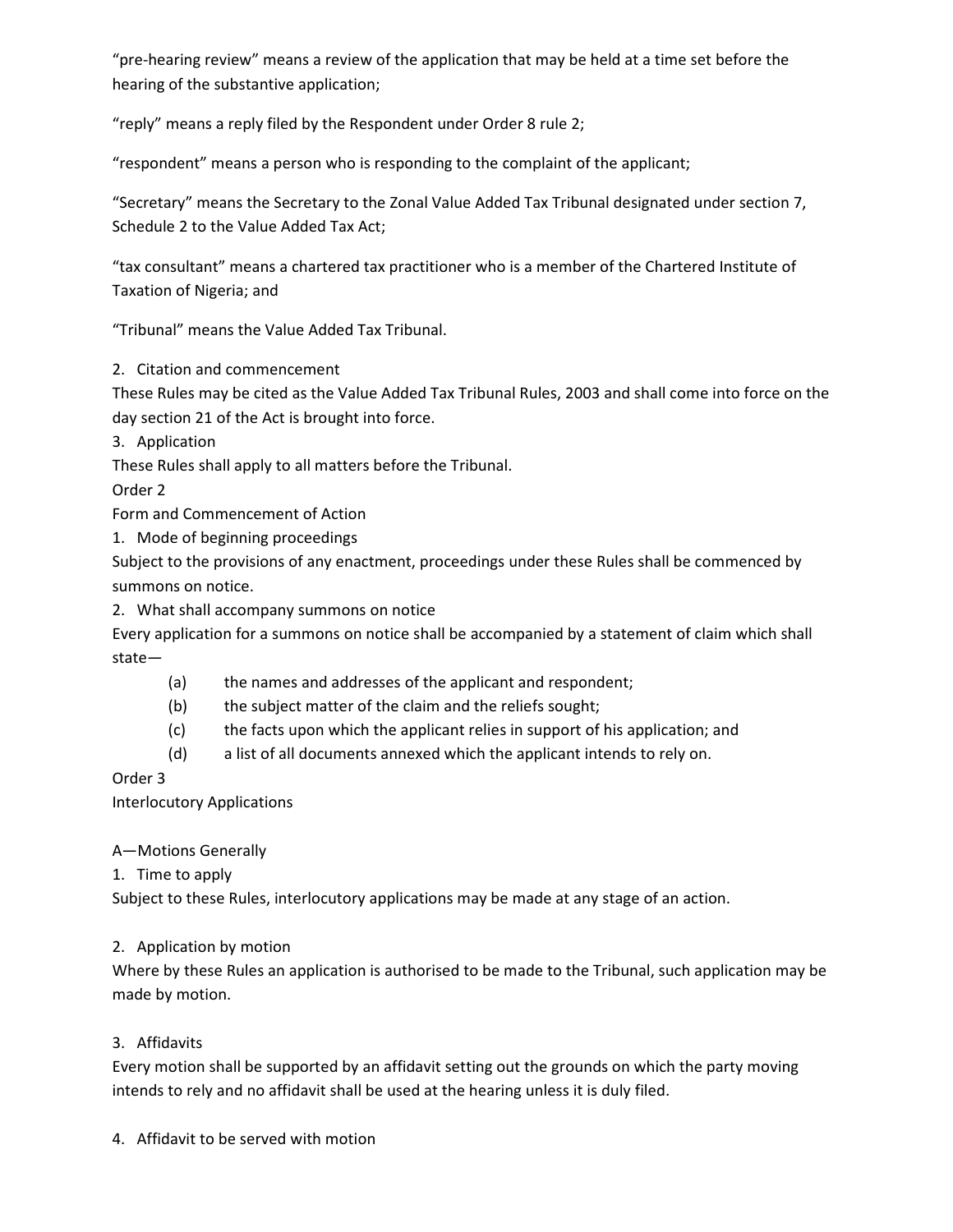"pre-hearing review" means a review of the application that may be held at a time set before the hearing of the substantive application;

"reply" means a reply filed by the Respondent under Order 8 rule 2;

"respondent" means a person who is responding to the complaint of the applicant;

"Secretary" means the Secretary to the Zonal Value Added Tax Tribunal designated under section 7, Schedule 2 to the Value Added Tax Act;

"tax consultant" means a chartered tax practitioner who is a member of the Chartered Institute of Taxation of Nigeria; and

"Tribunal" means the Value Added Tax Tribunal.

2. Citation and commencement

These Rules may be cited as the Value Added Tax Tribunal Rules, 2003 and shall come into force on the day section 21 of the Act is brought into force.

3. Application

These Rules shall apply to all matters before the Tribunal.

Order 2

Form and Commencement of Action

1. Mode of beginning proceedings

Subject to the provisions of any enactment, proceedings under these Rules shall be commenced by summons on notice.

2. What shall accompany summons on notice

Every application for a summons on notice shall be accompanied by a statement of claim which shall state—

(a) the names and addresses of the applicant and respondent;

(b) the subject matter of the claim and the reliefs sought;

(c) the facts upon which the applicant relies in support of his application; and

(d) a list of all documents annexed which the applicant intends to rely on.

Order 3

Interlocutory Applications

A—Motions Generally

1. Time to apply

Subject to these Rules, interlocutory applications may be made at any stage of an action.

2. Application by motion

Where by these Rules an application is authorised to be made to the Tribunal, such application may be made by motion.

3. Affidavits

Every motion shall be supported by an affidavit setting out the grounds on which the party moving intends to rely and no affidavit shall be used at the hearing unless it is duly filed.

4. Affidavit to be served with motion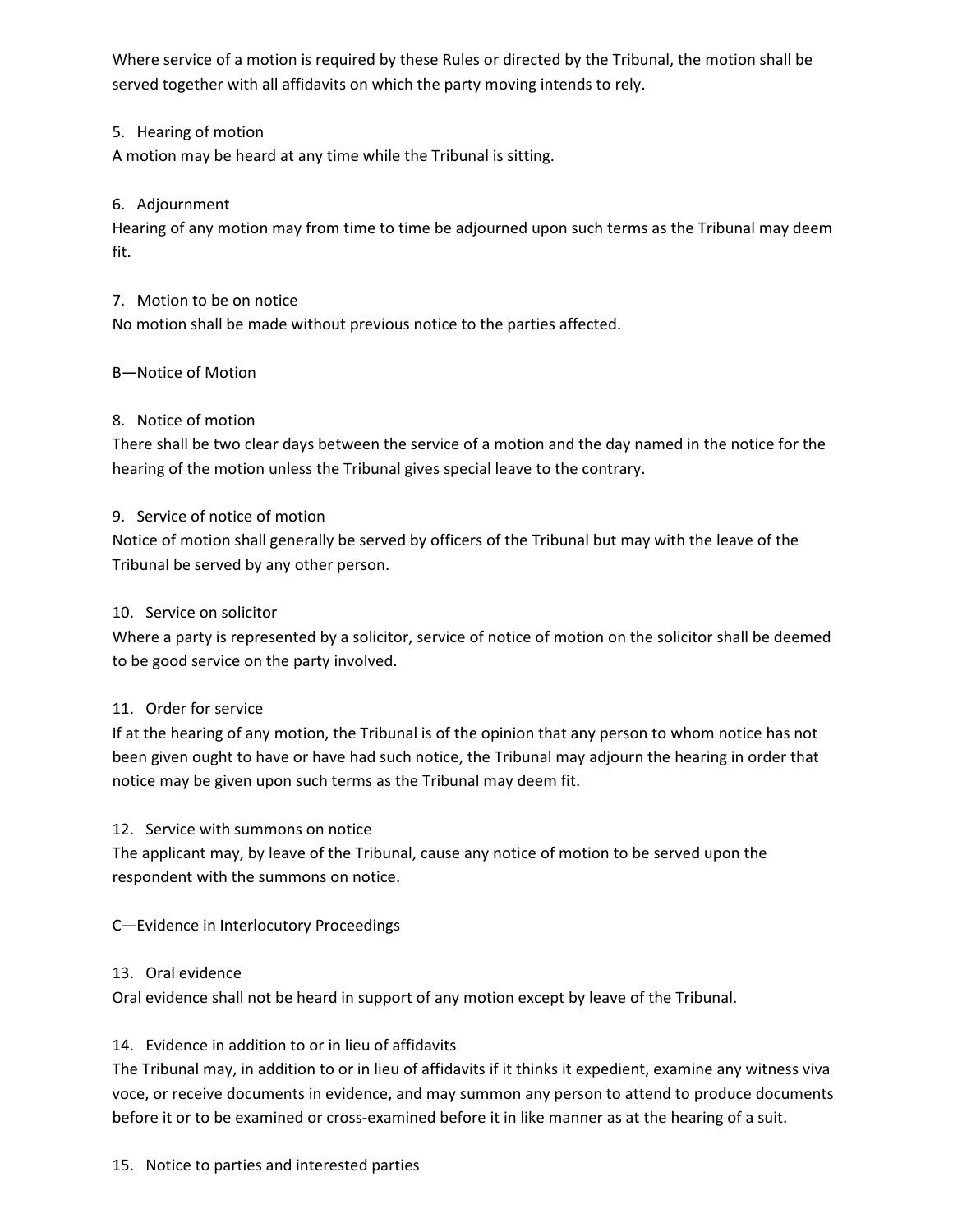Where service of a motion is required by these Rules or directed by the Tribunal, the motion shall be served together with all affidavits on which the party moving intends to rely.

5. Hearing of motion

A motion may be heard at any time while the Tribunal is sitting.

6. Adjournment

Hearing of any motion may from time to time be adjourned upon such terms as the Tribunal may deem fit.

7. Motion to be on notice

No motion shall be made without previous notice to the parties affected.

B—Notice of Motion

8. Notice of motion

There shall be two clear days between the service of a motion and the day named in the notice for the hearing of the motion unless the Tribunal gives special leave to the contrary.

9. Service of notice of motion

Notice of motion shall generally be served by officers of the Tribunal but may with the leave of the Tribunal be served by any other person.

10. Service on solicitor

Where a party is represented by a solicitor, service of notice of motion on the solicitor shall be deemed to be good service on the party involved.

11. Order for service

If at the hearing of any motion, the Tribunal is of the opinion that any person to whom notice has not been given ought to have or have had such notice, the Tribunal may adjourn the hearing in order that notice may be given upon such terms as the Tribunal may deem fit.

12. Service with summons on notice

The applicant may, by leave of the Tribunal, cause any notice of motion to be served upon the respondent with the summons on notice.

C—Evidence in Interlocutory Proceedings

13. Oral evidence

Oral evidence shall not be heard in support of any motion except by leave of the Tribunal.

14. Evidence in addition to or in lieu of affidavits

The Tribunal may, in addition to or in lieu of affidavits if it thinks it expedient, examine any witness viva voce, or receive documents in evidence, and may summon any person to attend to produce documents before it or to be examined or cross-examined before it in like manner as at the hearing of a suit.

15. Notice to parties and interested parties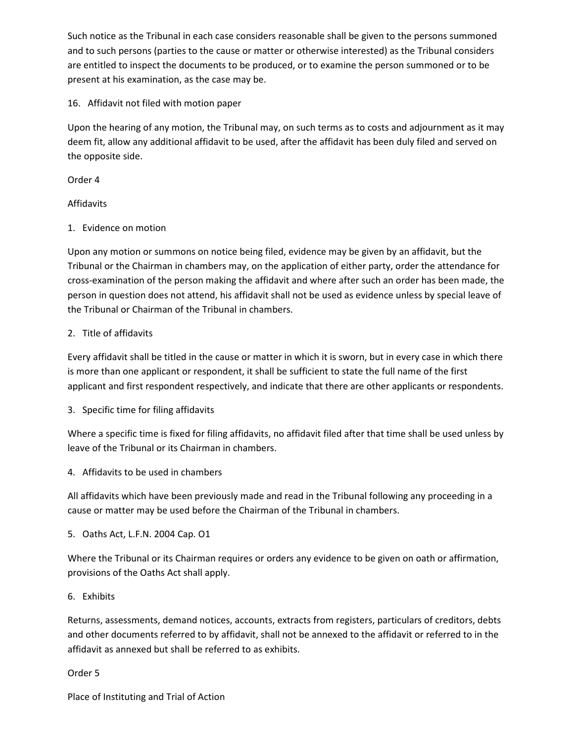Such notice as the Tribunal in each case considers reasonable shall be given to the persons summoned and to such persons (parties to the cause or matter or otherwise interested) as the Tribunal considers are entitled to inspect the documents to be produced, or to examine the person summoned or to be present at his examination, as the case may be.

16. Affidavit not filed with motion paper

Upon the hearing of any motion, the Tribunal may, on such terms as to costs and adjournment as it may deem fit, allow any additional affidavit to be used, after the affidavit has been duly filed and served on the opposite side.

Order 4

Affidavits

1. Evidence on motion

Upon any motion or summons on notice being filed, evidence may be given by an affidavit, but the Tribunal or the Chairman in chambers may, on the application of either party, order the attendance for cross-examination of the person making the affidavit and where after such an order has been made, the person in question does not attend, his affidavit shall not be used as evidence unless by special leave of the Tribunal or Chairman of the Tribunal in chambers.

2. Title of affidavits

Every affidavit shall be titled in the cause or matter in which it is sworn, but in every case in which there is more than one applicant or respondent, it shall be sufficient to state the full name of the first applicant and first respondent respectively, and indicate that there are other applicants or respondents.

3. Specific time for filing affidavits

Where a specific time is fixed for filing affidavits, no affidavit filed after that time shall be used unless by leave of the Tribunal or its Chairman in chambers.

4. Affidavits to be used in chambers

All affidavits which have been previously made and read in the Tribunal following any proceeding in a cause or matter may be used before the Chairman of the Tribunal in chambers.

5. Oaths Act, L.F.N. 2004 Cap. O1

Where the Tribunal or its Chairman requires or orders any evidence to be given on oath or affirmation, provisions of the Oaths Act shall apply.

6. Exhibits

Returns, assessments, demand notices, accounts, extracts from registers, particulars of creditors, debts and other documents referred to by affidavit, shall not be annexed to the affidavit or referred to in the affidavit as annexed but shall be referred to as exhibits.

Order 5

Place of Instituting and Trial of Action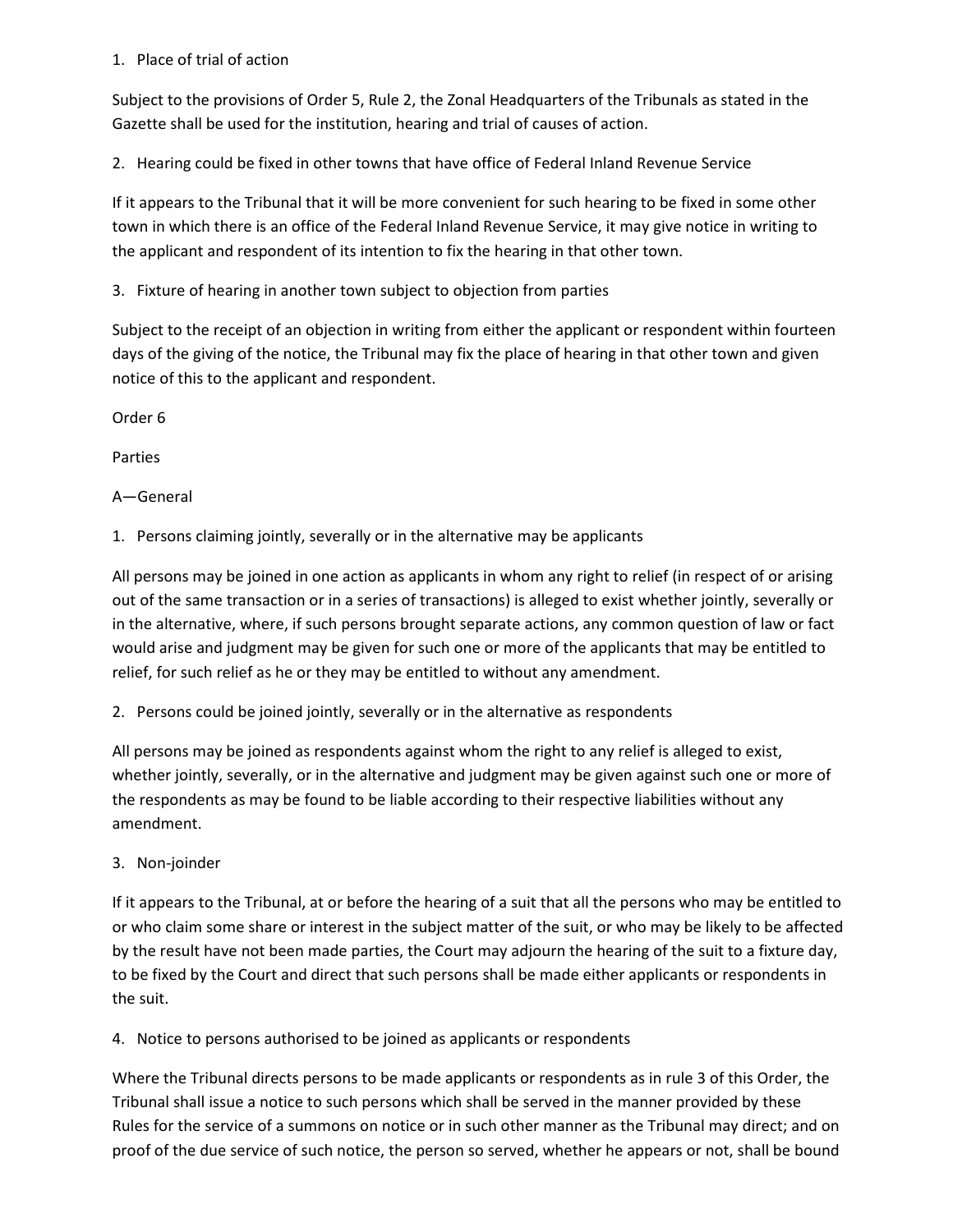1. Place of trial of action

Subject to the provisions of Order 5, Rule 2, the Zonal Headquarters of the Tribunals as stated in the Gazette shall be used for the institution, hearing and trial of causes of action.

2. Hearing could be fixed in other towns that have office of Federal Inland Revenue Service

If it appears to the Tribunal that it will be more convenient for such hearing to be fixed in some other town in which there is an office of the Federal Inland Revenue Service, it may give notice in writing to the applicant and respondent of its intention to fix the hearing in that other town.

3. Fixture of hearing in another town subject to objection from parties

Subject to the receipt of an objection in writing from either the applicant or respondent within fourteen days of the giving of the notice, the Tribunal may fix the place of hearing in that other town and given notice of this to the applicant and respondent.

Order 6

Parties

A—General

1. Persons claiming jointly, severally or in the alternative may be applicants

All persons may be joined in one action as applicants in whom any right to relief (in respect of or arising out of the same transaction or in a series of transactions) is alleged to exist whether jointly, severally or in the alternative, where, if such persons brought separate actions, any common question of law or fact would arise and judgment may be given for such one or more of the applicants that may be entitled to relief, for such relief as he or they may be entitled to without any amendment.

2. Persons could be joined jointly, severally or in the alternative as respondents

All persons may be joined as respondents against whom the right to any relief is alleged to exist, whether jointly, severally, or in the alternative and judgment may be given against such one or more of the respondents as may be found to be liable according to their respective liabilities without any amendment.

3. Non-joinder

If it appears to the Tribunal, at or before the hearing of a suit that all the persons who may be entitled to or who claim some share or interest in the subject matter of the suit, or who may be likely to be affected by the result have not been made parties, the Court may adjourn the hearing of the suit to a fixture day, to be fixed by the Court and direct that such persons shall be made either applicants or respondents in the suit.

4. Notice to persons authorised to be joined as applicants or respondents

Where the Tribunal directs persons to be made applicants or respondents as in rule 3 of this Order, the Tribunal shall issue a notice to such persons which shall be served in the manner provided by these Rules for the service of a summons on notice or in such other manner as the Tribunal may direct; and on proof of the due service of such notice, the person so served, whether he appears or not, shall be bound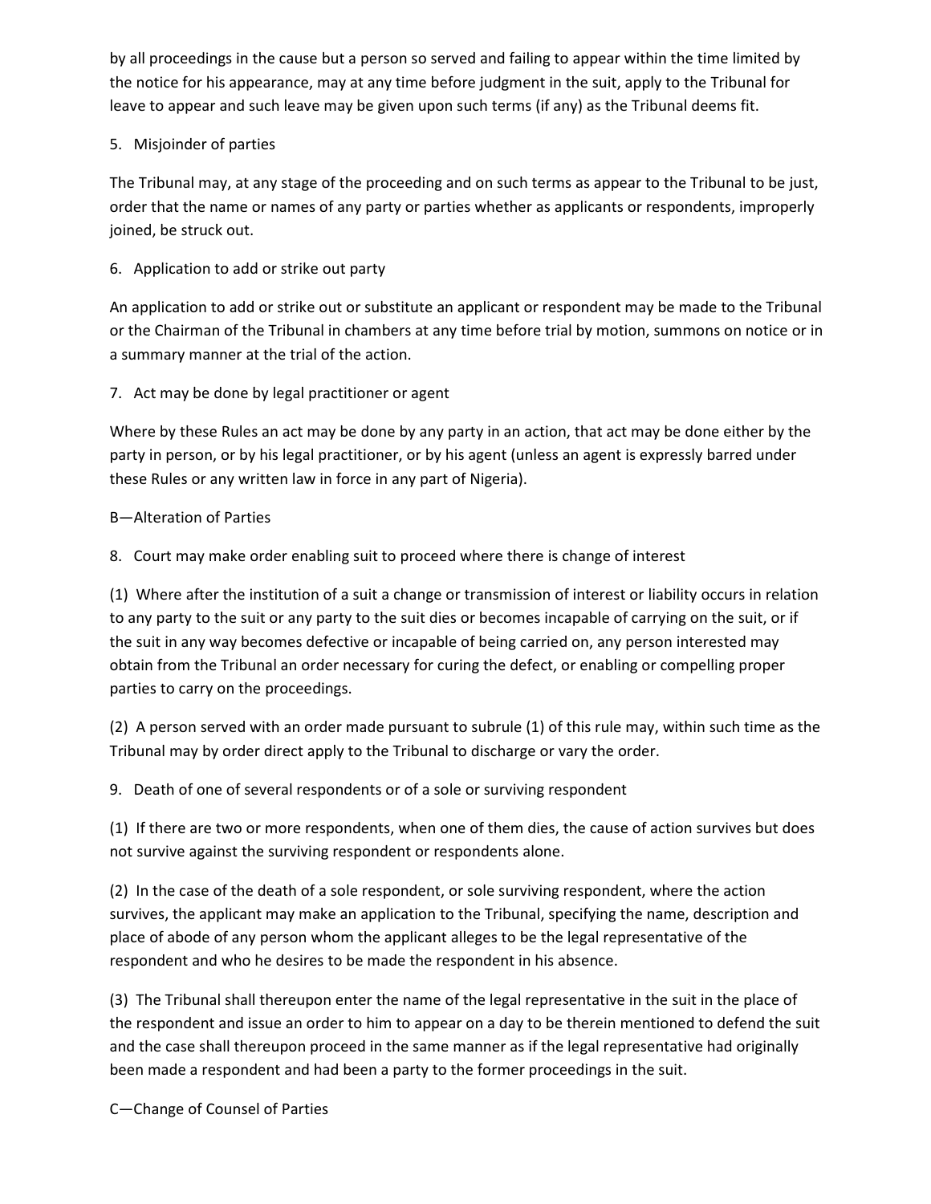by all proceedings in the cause but a person so served and failing to appear within the time limited by the notice for his appearance, may at any time before judgment in the suit, apply to the Tribunal for leave to appear and such leave may be given upon such terms (if any) as the Tribunal deems fit.

5. Misjoinder of parties

The Tribunal may, at any stage of the proceeding and on such terms as appear to the Tribunal to be just, order that the name or names of any party or parties whether as applicants or respondents, improperly joined, be struck out.

6. Application to add or strike out party

An application to add or strike out or substitute an applicant or respondent may be made to the Tribunal or the Chairman of the Tribunal in chambers at any time before trial by motion, summons on notice or in a summary manner at the trial of the action.

7. Act may be done by legal practitioner or agent

Where by these Rules an act may be done by any party in an action, that act may be done either by the party in person, or by his legal practitioner, or by his agent (unless an agent is expressly barred under these Rules or any written law in force in any part of Nigeria).

B—Alteration of Parties

8. Court may make order enabling suit to proceed where there is change of interest

(1) Where after the institution of a suit a change or transmission of interest or liability occurs in relation to any party to the suit or any party to the suit dies or becomes incapable of carrying on the suit, or if the suit in any way becomes defective or incapable of being carried on, any person interested may obtain from the Tribunal an order necessary for curing the defect, or enabling or compelling proper parties to carry on the proceedings.

(2) A person served with an order made pursuant to subrule (1) of this rule may, within such time as the Tribunal may by order direct apply to the Tribunal to discharge or vary the order.

9. Death of one of several respondents or of a sole or surviving respondent

(1) If there are two or more respondents, when one of them dies, the cause of action survives but does not survive against the surviving respondent or respondents alone.

(2) In the case of the death of a sole respondent, or sole surviving respondent, where the action survives, the applicant may make an application to the Tribunal, specifying the name, description and place of abode of any person whom the applicant alleges to be the legal representative of the respondent and who he desires to be made the respondent in his absence.

(3) The Tribunal shall thereupon enter the name of the legal representative in the suit in the place of the respondent and issue an order to him to appear on a day to be therein mentioned to defend the suit and the case shall thereupon proceed in the same manner as if the legal representative had originally been made a respondent and had been a party to the former proceedings in the suit.

C—Change of Counsel of Parties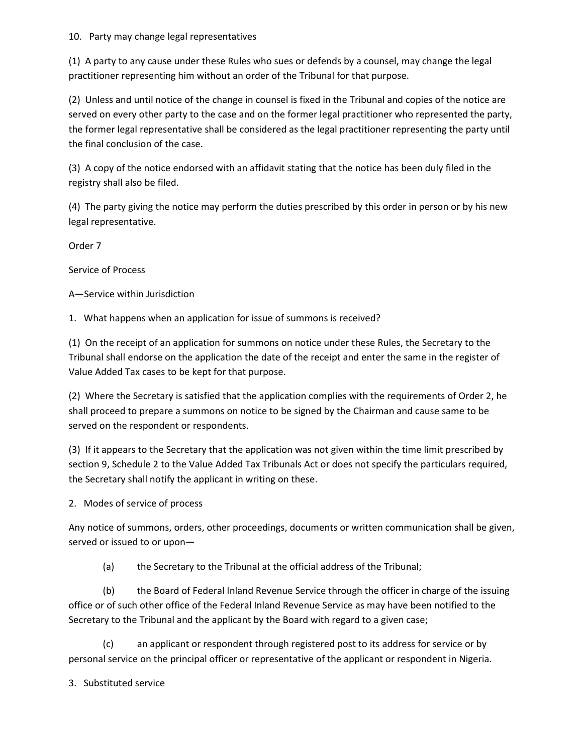10. Party may change legal representatives

(1) A party to any cause under these Rules who sues or defends by a counsel, may change the legal practitioner representing him without an order of the Tribunal for that purpose.

(2) Unless and until notice of the change in counsel is fixed in the Tribunal and copies of the notice are served on every other party to the case and on the former legal practitioner who represented the party, the former legal representative shall be considered as the legal practitioner representing the party until the final conclusion of the case.

(3) A copy of the notice endorsed with an affidavit stating that the notice has been duly filed in the registry shall also be filed.

(4) The party giving the notice may perform the duties prescribed by this order in person or by his new legal representative.

Order 7

Service of Process

A—Service within Jurisdiction

1. What happens when an application for issue of summons is received?

(1) On the receipt of an application for summons on notice under these Rules, the Secretary to the Tribunal shall endorse on the application the date of the receipt and enter the same in the register of Value Added Tax cases to be kept for that purpose.

(2) Where the Secretary is satisfied that the application complies with the requirements of Order 2, he shall proceed to prepare a summons on notice to be signed by the Chairman and cause same to be served on the respondent or respondents.

(3) If it appears to the Secretary that the application was not given within the time limit prescribed by section 9, Schedule 2 to the Value Added Tax Tribunals Act or does not specify the particulars required, the Secretary shall notify the applicant in writing on these.

2. Modes of service of process

Any notice of summons, orders, other proceedings, documents or written communication shall be given, served or issued to or upon—

(a) the Secretary to the Tribunal at the official address of the Tribunal;

(b) the Board of Federal Inland Revenue Service through the officer in charge of the issuing office or of such other office of the Federal Inland Revenue Service as may have been notified to the Secretary to the Tribunal and the applicant by the Board with regard to a given case;

(c) an applicant or respondent through registered post to its address for service or by personal service on the principal officer or representative of the applicant or respondent in Nigeria.

3. Substituted service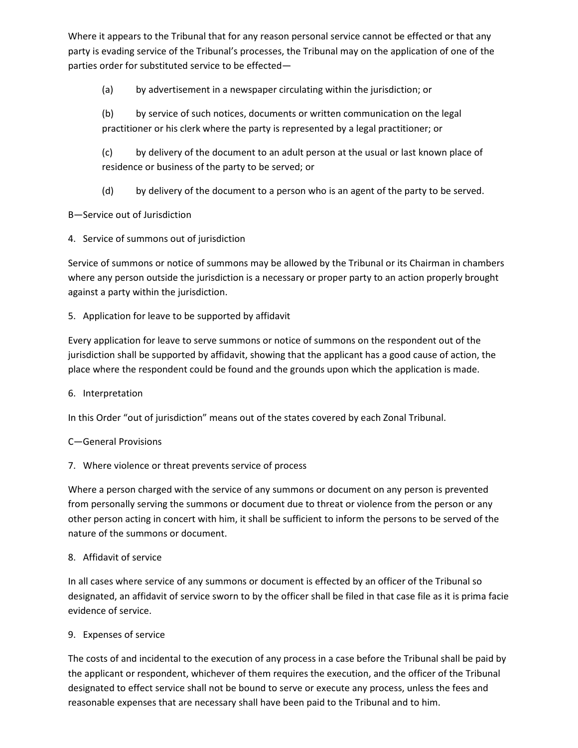Where it appears to the Tribunal that for any reason personal service cannot be effected or that any party is evading service of the Tribunal's processes, the Tribunal may on the application of one of the parties order for substituted service to be effected—

(a) by advertisement in a newspaper circulating within the jurisdiction; or

(b) by service of such notices, documents or written communication on the legal practitioner or his clerk where the party is represented by a legal practitioner; or

(c) by delivery of the document to an adult person at the usual or last known place of residence or business of the party to be served; or

(d) by delivery of the document to a person who is an agent of the party to be served.

## B—Service out of Jurisdiction

### 4. Service of summons out of jurisdiction

Service of summons or notice of summons may be allowed by the Tribunal or its Chairman in chambers where any person outside the jurisdiction is a necessary or proper party to an action properly brought against a party within the jurisdiction.

### 5. Application for leave to be supported by affidavit

Every application for leave to serve summons or notice of summons on the respondent out of the jurisdiction shall be supported by affidavit, showing that the applicant has a good cause of action, the place where the respondent could be found and the grounds upon which the application is made.

### 6. Interpretation

In this Order "out of jurisdiction" means out of the states covered by each Zonal Tribunal.

## C—General Provisions

### 7. Where violence or threat prevents service of process

Where a person charged with the service of any summons or document on any person is prevented from personally serving the summons or document due to threat or violence from the person or any other person acting in concert with him, it shall be sufficient to inform the persons to be served of the nature of the summons or document.

### 8. Affidavit of service

In all cases where service of any summons or document is effected by an officer of the Tribunal so designated, an affidavit of service sworn to by the officer shall be filed in that case file as it is prima facie evidence of service.

### 9. Expenses of service

The costs of and incidental to the execution of any process in a case before the Tribunal shall be paid by the applicant or respondent, whichever of them requires the execution, and the officer of the Tribunal designated to effect service shall not be bound to serve or execute any process, unless the fees and reasonable expenses that are necessary shall have been paid to the Tribunal and to him.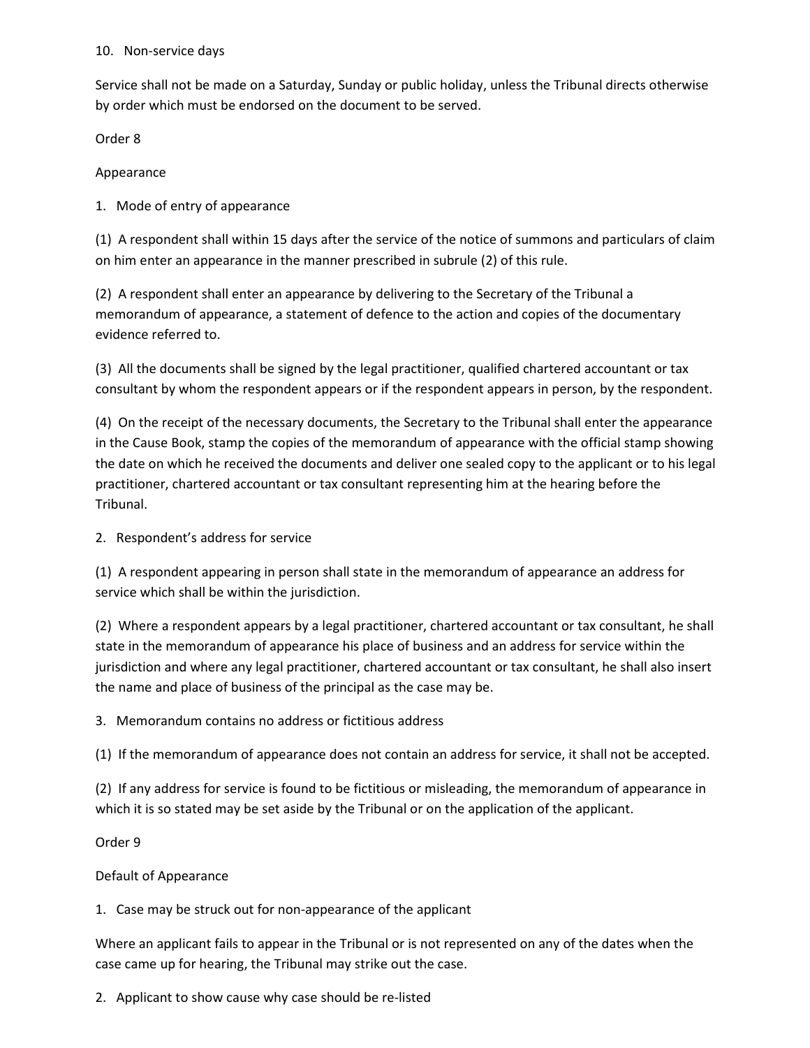10. Non-service days

Service shall not be made on a Saturday, Sunday or public holiday, unless the Tribunal directs otherwise by order which must be endorsed on the document to be served.

## Order 8

## Appearance

1. Mode of entry of appearance

(1) A respondent shall within 15 days after the service of the notice of summons and particulars of claim on him enter an appearance in the manner prescribed in subrule (2) of this rule.

(2) A respondent shall enter an appearance by delivering to the Secretary of the Tribunal a memorandum of appearance, a statement of defence to the action and copies of the documentary evidence referred to.

(3) All the documents shall be signed by the legal practitioner, qualified chartered accountant or tax consultant by whom the respondent appears or if the respondent appears in person, by the respondent.

(4) On the receipt of the necessary documents, the Secretary to the Tribunal shall enter the appearance in the Cause Book, stamp the copies of the memorandum of appearance with the official stamp showing the date on which he received the documents and deliver one sealed copy to the applicant or to his legal practitioner, chartered accountant or tax consultant representing him at the hearing before the Tribunal.

2. Respondent's address for service

(1) A respondent appearing in person shall state in the memorandum of appearance an address for service which shall be within the jurisdiction.

(2) Where a respondent appears by a legal practitioner, chartered accountant or tax consultant, he shall state in the memorandum of appearance his place of business and an address for service within the jurisdiction and where any legal practitioner, chartered accountant or tax consultant, he shall also insert the name and place of business of the principal as the case may be.

3. Memorandum contains no address or fictitious address

(1) If the memorandum of appearance does not contain an address for service, it shall not be accepted.

(2) If any address for service is found to be fictitious or misleading, the memorandum of appearance in which it is so stated may be set aside by the Tribunal or on the application of the applicant.

## Order 9

## Default of Appearance

1. Case may be struck out for non-appearance of the applicant

Where an applicant fails to appear in the Tribunal or is not represented on any of the dates when the case came up for hearing, the Tribunal may strike out the case.

2. Applicant to show cause why case should be re-listed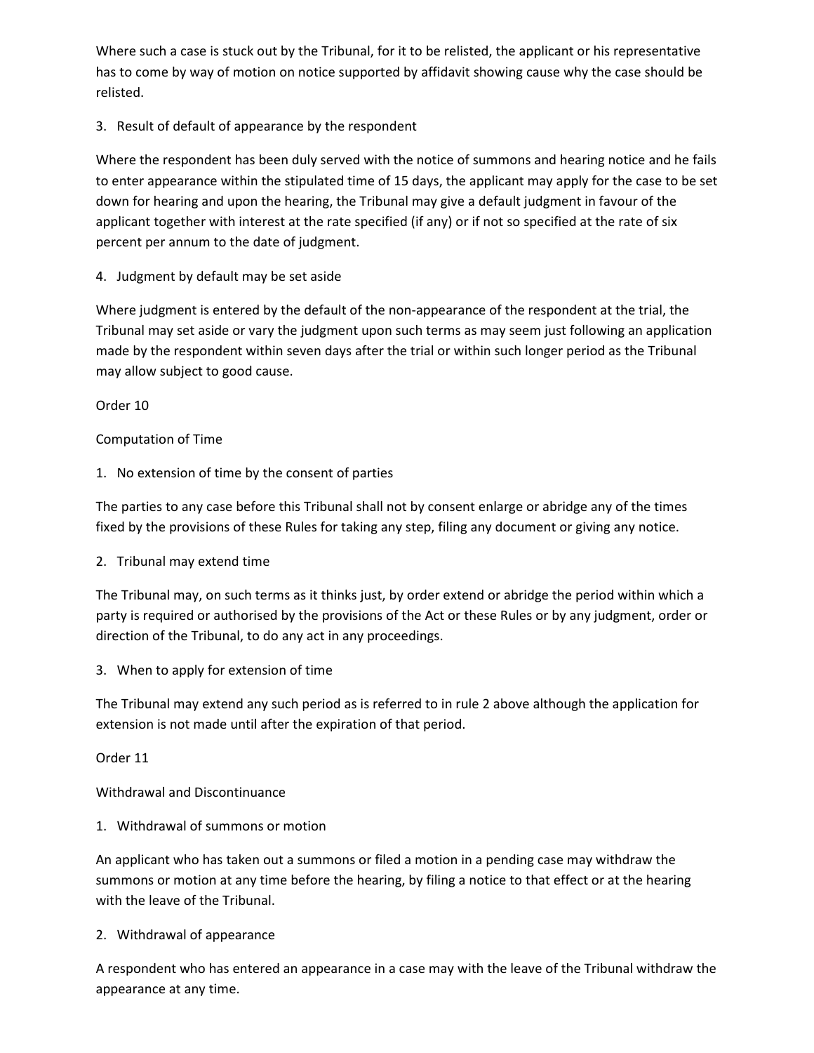Where such a case is stuck out by the Tribunal, for it to be relisted, the applicant or his representative has to come by way of motion on notice supported by affidavit showing cause why the case should be relisted.

3. Result of default of appearance by the respondent

Where the respondent has been duly served with the notice of summons and hearing notice and he fails to enter appearance within the stipulated time of 15 days, the applicant may apply for the case to be set down for hearing and upon the hearing, the Tribunal may give a default judgment in favour of the applicant together with interest at the rate specified (if any) or if not so specified at the rate of six percent per annum to the date of judgment.

4. Judgment by default may be set aside

Where judgment is entered by the default of the non-appearance of the respondent at the trial, the Tribunal may set aside or vary the judgment upon such terms as may seem just following an application made by the respondent within seven days after the trial or within such longer period as the Tribunal may allow subject to good cause.

## Order 10

### Computation of Time

1. No extension of time by the consent of parties

The parties to any case before this Tribunal shall not by consent enlarge or abridge any of the times fixed by the provisions of these Rules for taking any step, filing any document or giving any notice.

2. Tribunal may extend time

The Tribunal may, on such terms as it thinks just, by order extend or abridge the period within which a party is required or authorised by the provisions of the Act or these Rules or by any judgment, order or direction of the Tribunal, to do any act in any proceedings.

3. When to apply for extension of time

The Tribunal may extend any such period as is referred to in rule 2 above although the application for extension is not made until after the expiration of that period.

## Order 11

### Withdrawal and Discontinuance

1. Withdrawal of summons or motion

An applicant who has taken out a summons or filed a motion in a pending case may withdraw the summons or motion at any time before the hearing, by filing a notice to that effect or at the hearing with the leave of the Tribunal.

2. Withdrawal of appearance

A respondent who has entered an appearance in a case may with the leave of the Tribunal withdraw the appearance at any time.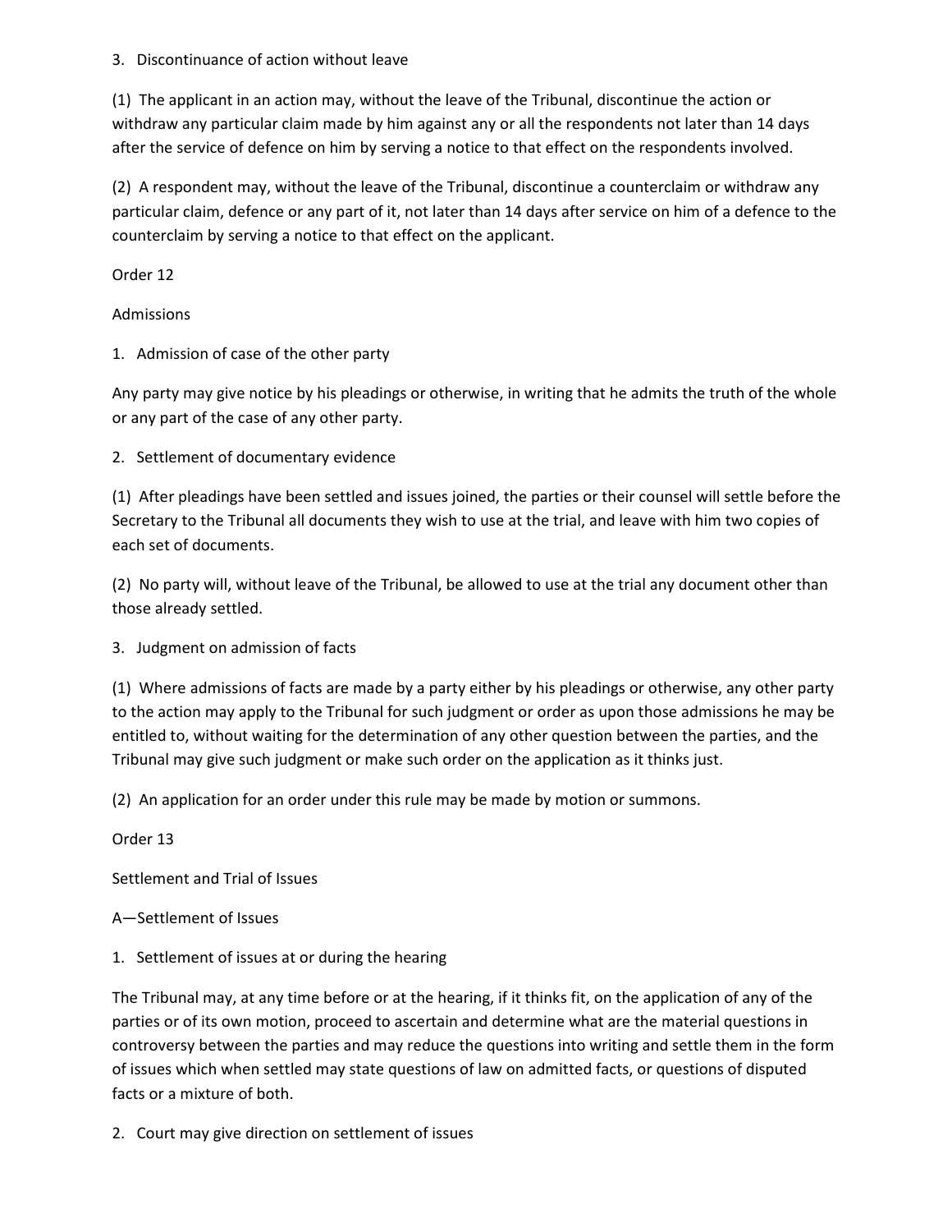3. Discontinuance of action without leave

(1) The applicant in an action may, without the leave of the Tribunal, discontinue the action or withdraw any particular claim made by him against any or all the respondents not later than 14 days after the service of defence on him by serving a notice to that effect on the respondents involved.

(2) A respondent may, without the leave of the Tribunal, discontinue a counterclaim or withdraw any particular claim, defence or any part of it, not later than 14 days after service on him of a defence to the counterclaim by serving a notice to that effect on the applicant.

## Order 12

## Admissions

1. Admission of case of the other party

Any party may give notice by his pleadings or otherwise, in writing that he admits the truth of the whole or any part of the case of any other party.

2. Settlement of documentary evidence

(1) After pleadings have been settled and issues joined, the parties or their counsel will settle before the Secretary to the Tribunal all documents they wish to use at the trial, and leave with him two copies of each set of documents.

(2) No party will, without leave of the Tribunal, be allowed to use at the trial any document other than those already settled.

3. Judgment on admission of facts

(1) Where admissions of facts are made by a party either by his pleadings or otherwise, any other party to the action may apply to the Tribunal for such judgment or order as upon those admissions he may be entitled to, without waiting for the determination of any other question between the parties, and the Tribunal may give such judgment or make such order on the application as it thinks just.

(2) An application for an order under this rule may be made by motion or summons.

## Order 13

## Settlement and Trial of Issues

### A—Settlement of Issues

1. Settlement of issues at or during the hearing

The Tribunal may, at any time before or at the hearing, if it thinks fit, on the application of any of the parties or of its own motion, proceed to ascertain and determine what are the material questions in controversy between the parties and may reduce the questions into writing and settle them in the form of issues which when settled may state questions of law on admitted facts, or questions of disputed facts or a mixture of both.

2. Court may give direction on settlement of issues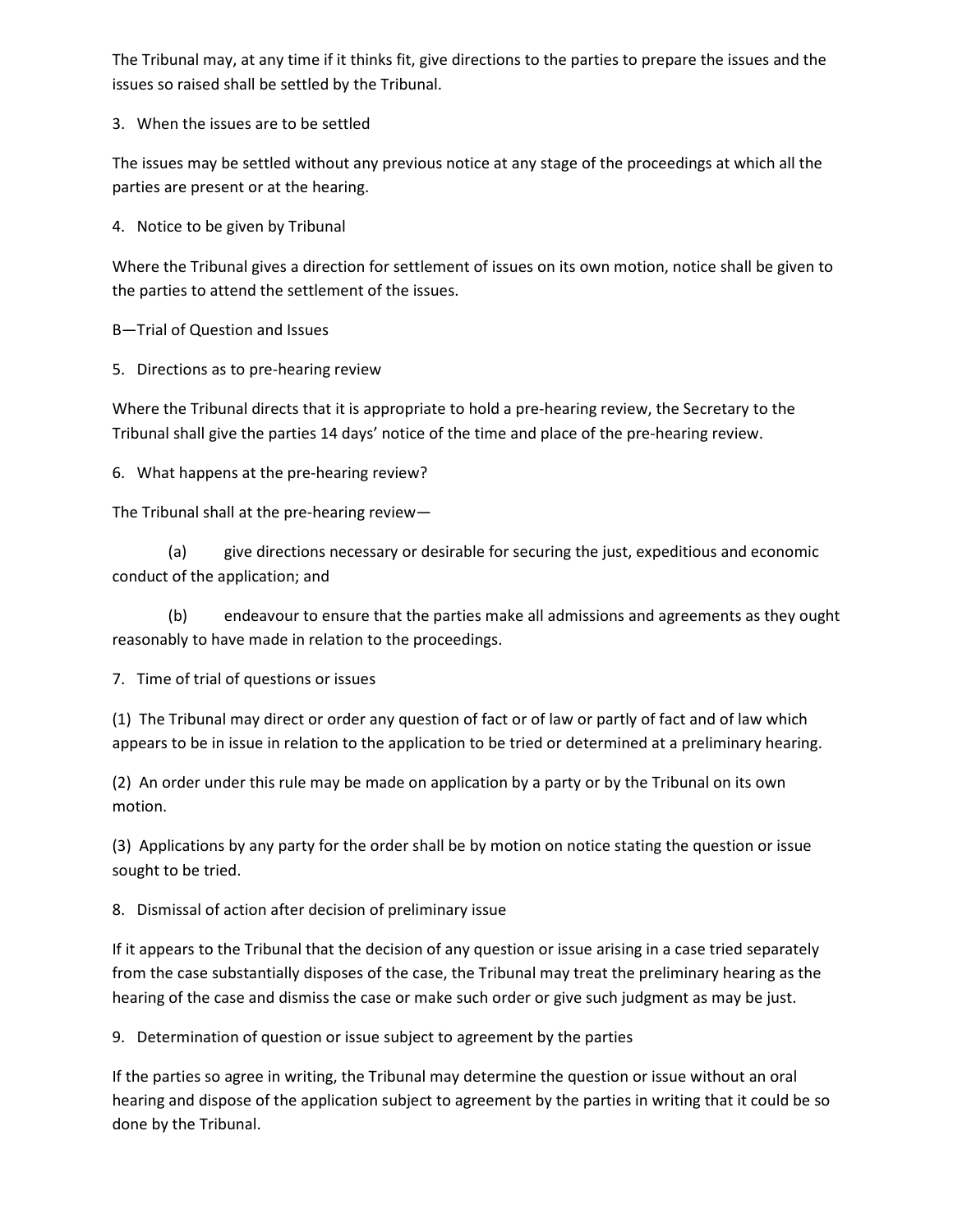The Tribunal may, at any time if it thinks fit, give directions to the parties to prepare the issues and the issues so raised shall be settled by the Tribunal.

3. When the issues are to be settled

The issues may be settled without any previous notice at any stage of the proceedings at which all the parties are present or at the hearing.

4. Notice to be given by Tribunal

Where the Tribunal gives a direction for settlement of issues on its own motion, notice shall be given to the parties to attend the settlement of the issues.

B—Trial of Question and Issues

5. Directions as to pre-hearing review

Where the Tribunal directs that it is appropriate to hold a pre-hearing review, the Secretary to the Tribunal shall give the parties 14 days' notice of the time and place of the pre-hearing review.

6. What happens at the pre-hearing review?

The Tribunal shall at the pre-hearing review—

(a) give directions necessary or desirable for securing the just, expeditious and economic conduct of the application; and

(b) endeavour to ensure that the parties make all admissions and agreements as they ought reasonably to have made in relation to the proceedings.

7. Time of trial of questions or issues

(1) The Tribunal may direct or order any question of fact or of law or partly of fact and of law which appears to be in issue in relation to the application to be tried or determined at a preliminary hearing.

(2) An order under this rule may be made on application by a party or by the Tribunal on its own motion.

(3) Applications by any party for the order shall be by motion on notice stating the question or issue sought to be tried.

8. Dismissal of action after decision of preliminary issue

If it appears to the Tribunal that the decision of any question or issue arising in a case tried separately from the case substantially disposes of the case, the Tribunal may treat the preliminary hearing as the hearing of the case and dismiss the case or make such order or give such judgment as may be just.

9. Determination of question or issue subject to agreement by the parties

If the parties so agree in writing, the Tribunal may determine the question or issue without an oral hearing and dispose of the application subject to agreement by the parties in writing that it could be so done by the Tribunal.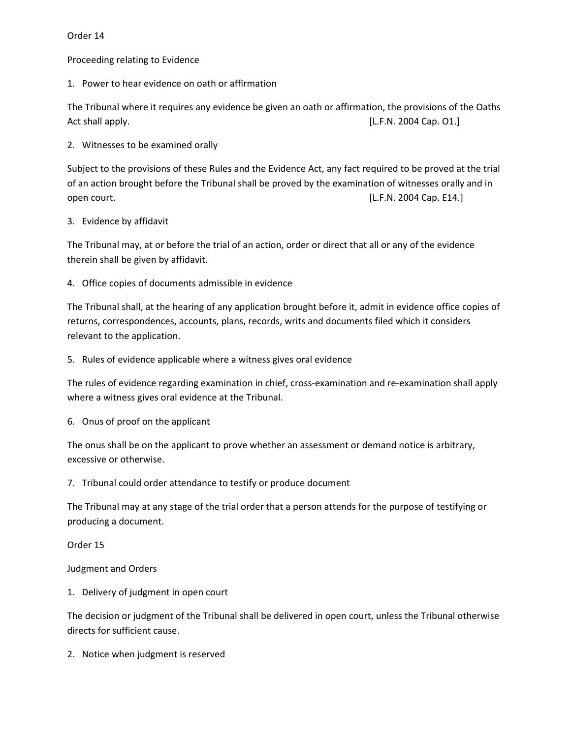## Order 14

### Proceeding relating to Evidence

1. Power to hear evidence on oath or affirmation

The Tribunal where it requires any evidence be given an oath or affirmation, the provisions of the Oaths Act shall apply. [L.F.N. 2004 Cap. O1.]

2. Witnesses to be examined orally

Subject to the provisions of these Rules and the Evidence Act, any fact required to be proved at the trial of an action brought before the Tribunal shall be proved by the examination of witnesses orally and in open court. [L.F.N. 2004 Cap. E14.]

3. Evidence by affidavit

The Tribunal may, at or before the trial of an action, order or direct that all or any of the evidence therein shall be given by affidavit.

4. Office copies of documents admissible in evidence

The Tribunal shall, at the hearing of any application brought before it, admit in evidence office copies of returns, correspondences, accounts, plans, records, writs and documents filed which it considers relevant to the application.

5. Rules of evidence applicable where a witness gives oral evidence

The rules of evidence regarding examination in chief, cross-examination and re-examination shall apply where a witness gives oral evidence at the Tribunal.

6. Onus of proof on the applicant

The onus shall be on the applicant to prove whether an assessment or demand notice is arbitrary, excessive or otherwise.

7. Tribunal could order attendance to testify or produce document

The Tribunal may at any stage of the trial order that a person attends for the purpose of testifying or producing a document.

## Order 15

### Judgment and Orders

1. Delivery of judgment in open court

The decision or judgment of the Tribunal shall be delivered in open court, unless the Tribunal otherwise directs for sufficient cause.

2. Notice when judgment is reserved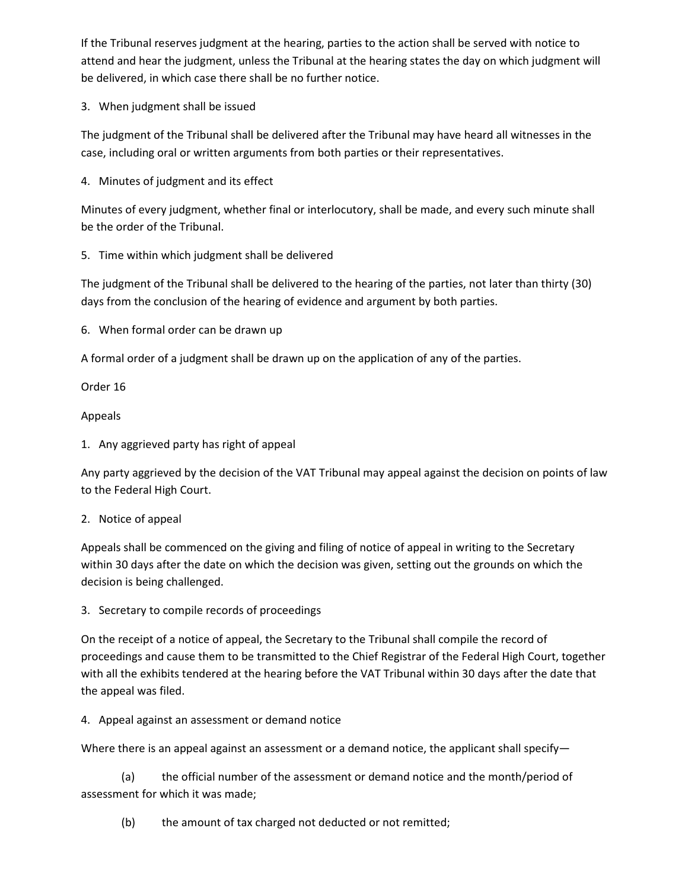If the Tribunal reserves judgment at the hearing, parties to the action shall be served with notice to attend and hear the judgment, unless the Tribunal at the hearing states the day on which judgment will be delivered, in which case there shall be no further notice.

3. When judgment shall be issued

The judgment of the Tribunal shall be delivered after the Tribunal may have heard all witnesses in the case, including oral or written arguments from both parties or their representatives.

4. Minutes of judgment and its effect

Minutes of every judgment, whether final or interlocutory, shall be made, and every such minute shall be the order of the Tribunal.

5. Time within which judgment shall be delivered

The judgment of the Tribunal shall be delivered to the hearing of the parties, not later than thirty (30) days from the conclusion of the hearing of evidence and argument by both parties.

6. When formal order can be drawn up

A formal order of a judgment shall be drawn up on the application of any of the parties.

## Order 16

## Appeals

1. Any aggrieved party has right of appeal

Any party aggrieved by the decision of the VAT Tribunal may appeal against the decision on points of law to the Federal High Court.

2. Notice of appeal

Appeals shall be commenced on the giving and filing of notice of appeal in writing to the Secretary within 30 days after the date on which the decision was given, setting out the grounds on which the decision is being challenged.

3. Secretary to compile records of proceedings

On the receipt of a notice of appeal, the Secretary to the Tribunal shall compile the record of proceedings and cause them to be transmitted to the Chief Registrar of the Federal High Court, together with all the exhibits tendered at the hearing before the VAT Tribunal within 30 days after the date that the appeal was filed.

4. Appeal against an assessment or demand notice

Where there is an appeal against an assessment or a demand notice, the applicant shall specify—

(a) the official number of the assessment or demand notice and the month/period of assessment for which it was made;

(b) the amount of tax charged not deducted or not remitted;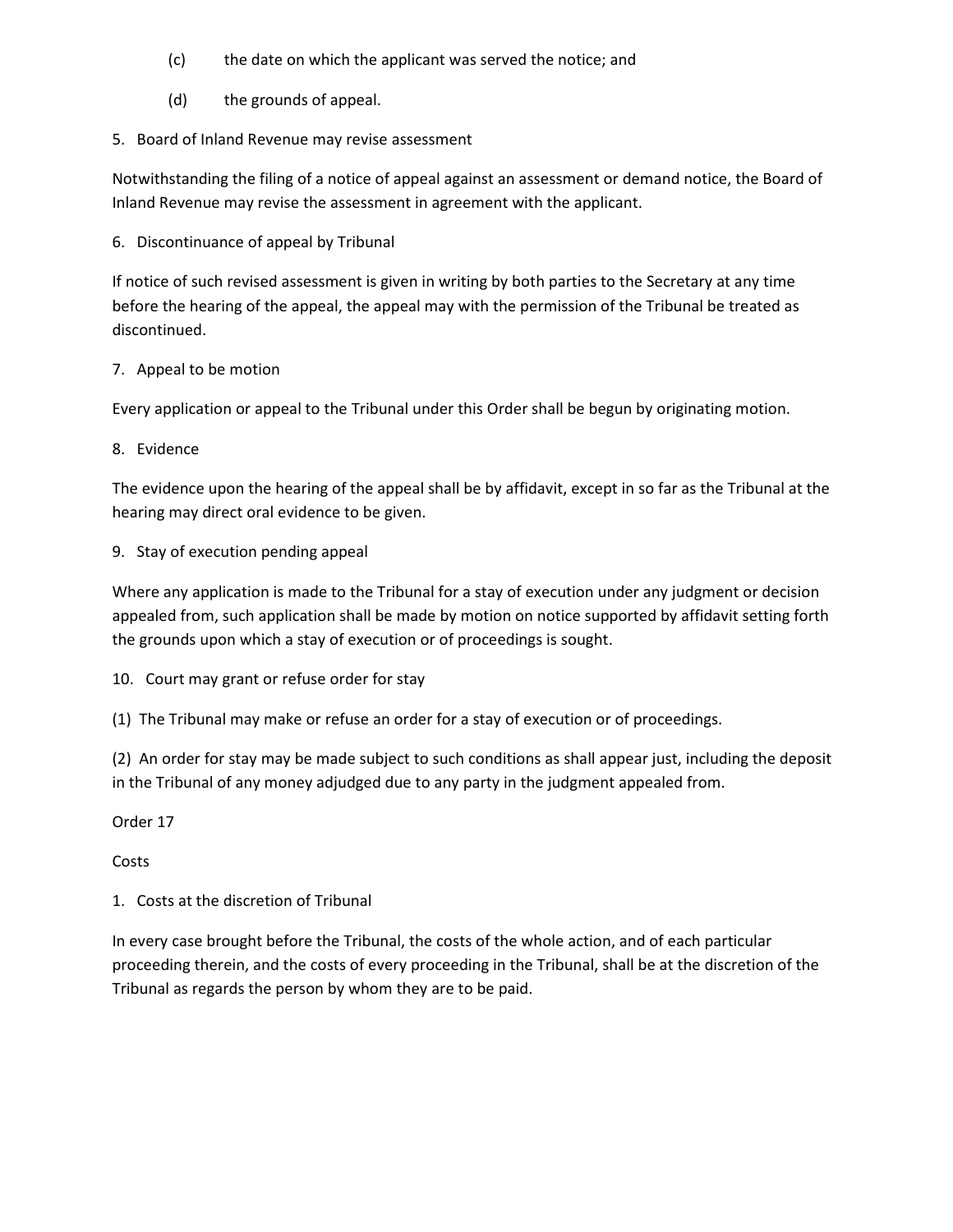(c) the date on which the applicant was served the notice; and

(d) the grounds of appeal.

5. Board of Inland Revenue may revise assessment

Notwithstanding the filing of a notice of appeal against an assessment or demand notice, the Board of Inland Revenue may revise the assessment in agreement with the applicant.

6. Discontinuance of appeal by Tribunal

If notice of such revised assessment is given in writing by both parties to the Secretary at any time before the hearing of the appeal, the appeal may with the permission of the Tribunal be treated as discontinued.

7. Appeal to be motion

Every application or appeal to the Tribunal under this Order shall be begun by originating motion.

8. Evidence

The evidence upon the hearing of the appeal shall be by affidavit, except in so far as the Tribunal at the hearing may direct oral evidence to be given.

9. Stay of execution pending appeal

Where any application is made to the Tribunal for a stay of execution under any judgment or decision appealed from, such application shall be made by motion on notice supported by affidavit setting forth the grounds upon which a stay of execution or of proceedings is sought.

10. Court may grant or refuse order for stay

(1) The Tribunal may make or refuse an order for a stay of execution or of proceedings.

(2) An order for stay may be made subject to such conditions as shall appear just, including the deposit in the Tribunal of any money adjudged due to any party in the judgment appealed from.

## Order 17

## Costs

1. Costs at the discretion of Tribunal

In every case brought before the Tribunal, the costs of the whole action, and of each particular proceeding therein, and the costs of every proceeding in the Tribunal, shall be at the discretion of the Tribunal as regards the person by whom they are to be paid.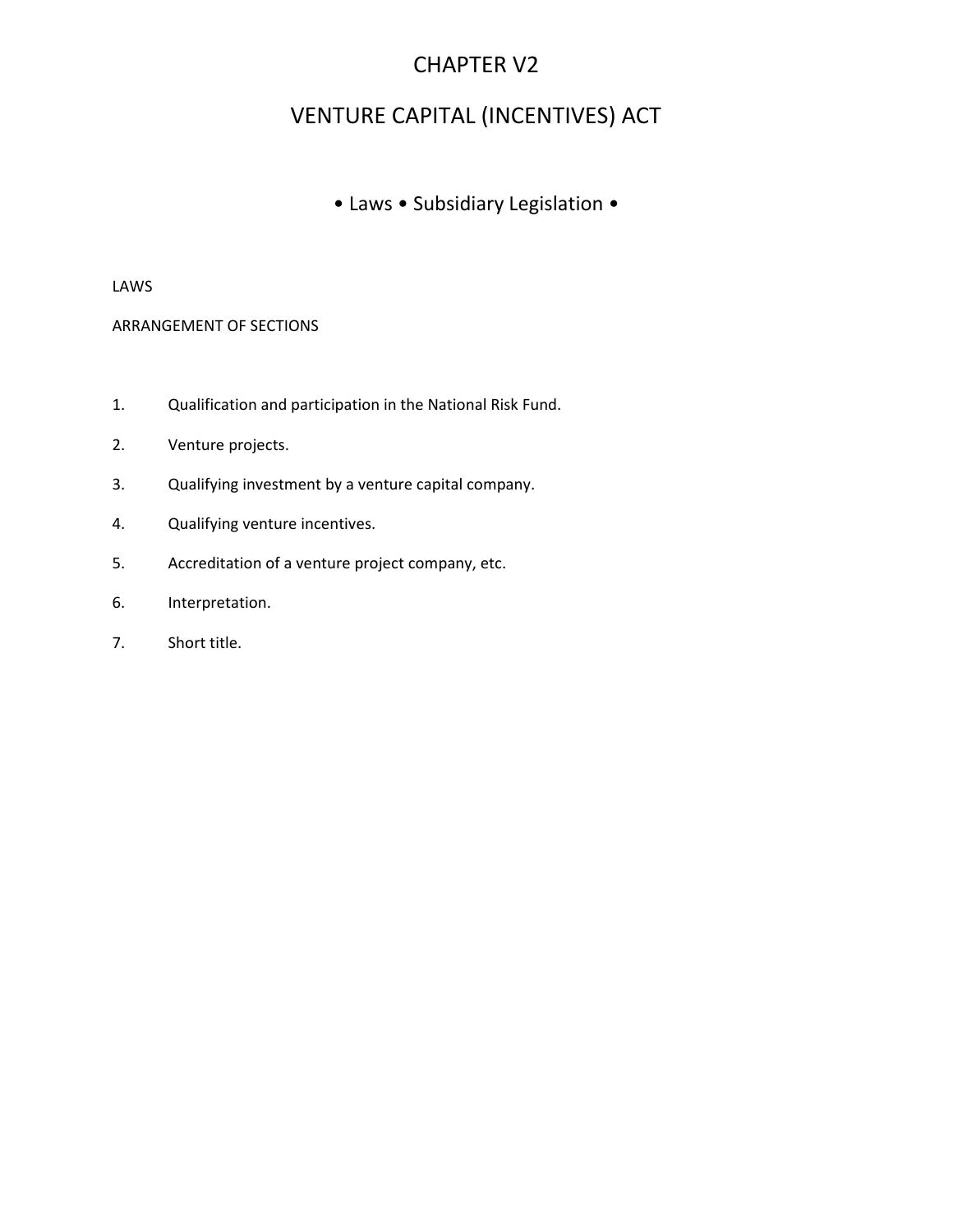# CHAPTER V2

# VENTURE CAPITAL (INCENTIVES) ACT

• Laws • Subsidiary Legislation •

LAWS

ARRANGEMENT OF SECTIONS

1. Qualification and participation in the National Risk Fund.
2. Venture projects.
3. Qualifying investment by a venture capital company.
4. Qualifying venture incentives.
5. Accreditation of a venture project company, etc.
6. Interpretation.
7. Short title.